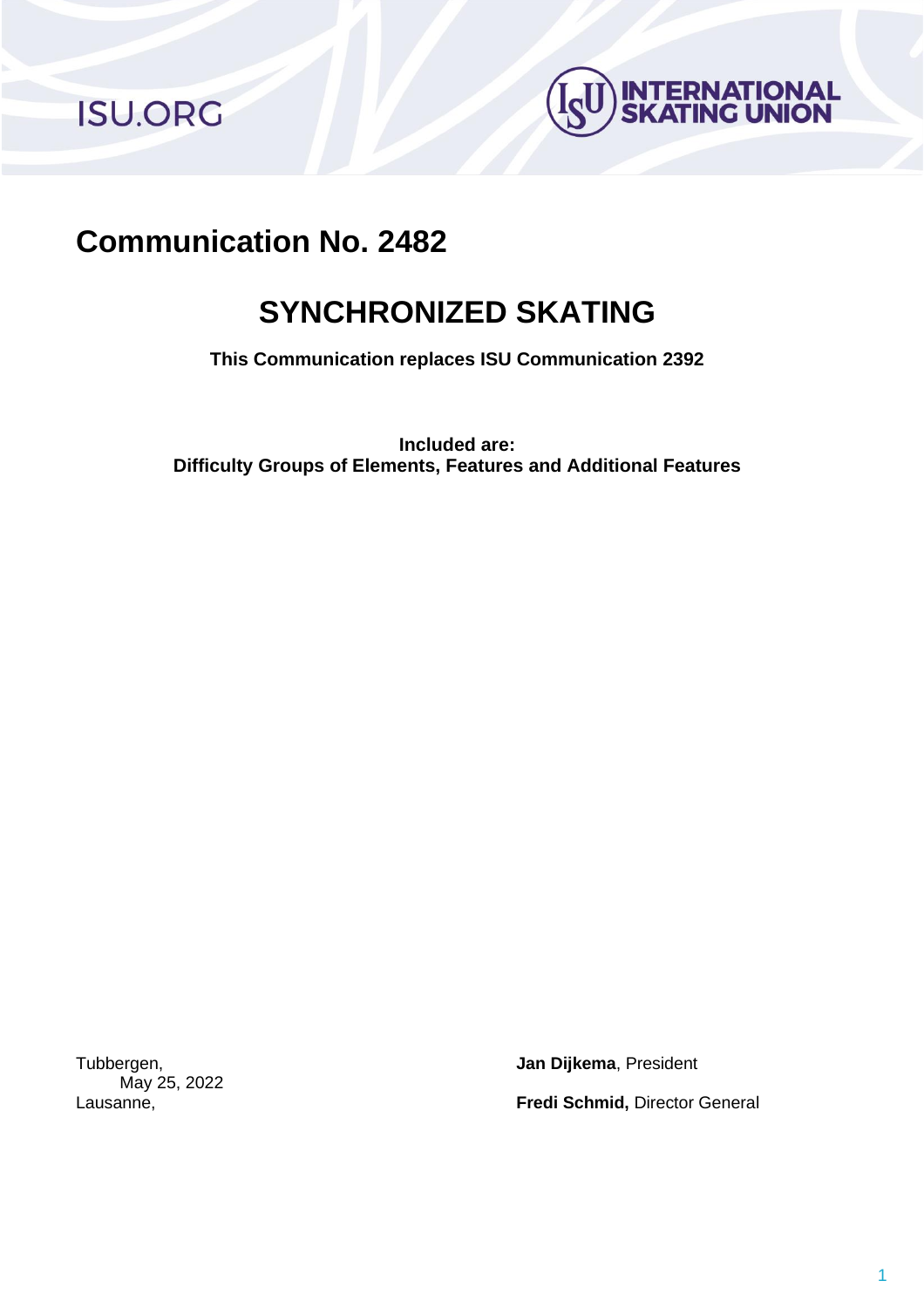ISU.ORG

INTERNATIONAL SKATING UNION

# Communication No. 2482

## SYNCHRONIZED SKATING

**This Communication replaces ISU Communication 2392**

**Included are:**
**Difficulty Groups of Elements, Features and Additional Features**

Tubbergen,
May 25, 2022
Lausanne,

**Jan Dijkema**, President

**Fredi Schmid,** Director General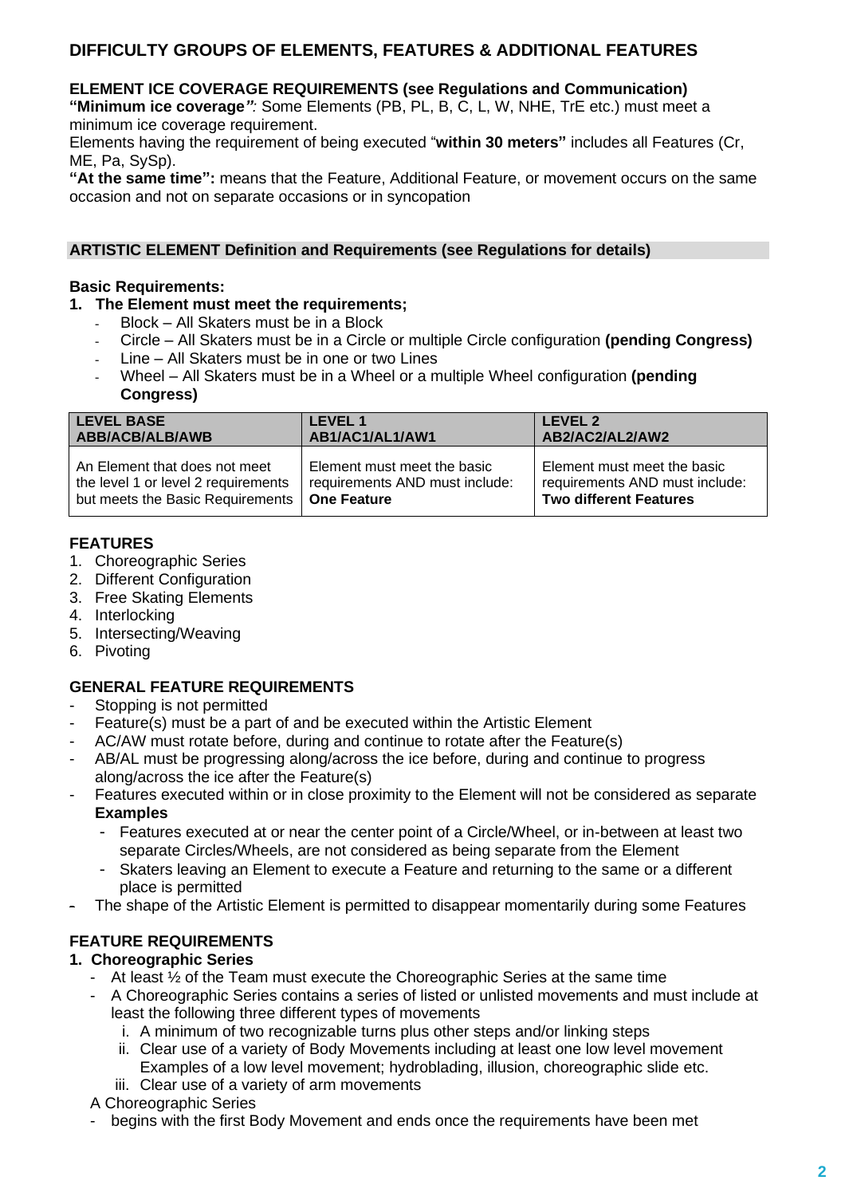## DIFFICULTY GROUPS OF ELEMENTS, FEATURES & ADDITIONAL FEATURES

### ELEMENT ICE COVERAGE REQUIREMENTS (see Regulations and Communication)

**"Minimum ice coverage"**: Some Elements (PB, PL, B, C, L, W, NHE, TrE etc.) must meet a minimum ice coverage requirement.

Elements having the requirement of being executed "**within 30 meters"** includes all Features (Cr, ME, Pa, SySp).

**"At the same time":** means that the Feature, Additional Feature, or movement occurs on the same occasion and not on separate occasions or in syncopation

### ARTISTIC ELEMENT Definition and Requirements (see Regulations for details)

**Basic Requirements:**

1. **The Element must meet the requirements;**
   - Block – All Skaters must be in a Block
   - Circle – All Skaters must be in a Circle or multiple Circle configuration **(pending Congress)**
   - Line – All Skaters must be in one or two Lines
   - Wheel – All Skaters must be in a Wheel or a multiple Wheel configuration **(pending Congress)**

| **LEVEL BASE ABB/ACB/ALB/AWB** | **LEVEL 1 AB1/AC1/AL1/AW1** | **LEVEL 2 AB2/AC2/AL2/AW2** |
|---|---|---|
| An Element that does not meet the level 1 or level 2 requirements but meets the Basic Requirements | Element must meet the basic requirements AND must include: **One Feature** | Element must meet the basic requirements AND must include: **Two different Features** |

### FEATURES

1. Choreographic Series
2. Different Configuration
3. Free Skating Elements
4. Interlocking
5. Intersecting/Weaving
6. Pivoting

### GENERAL FEATURE REQUIREMENTS

- Stopping is not permitted
- Feature(s) must be a part of and be executed within the Artistic Element
- AC/AW must rotate before, during and continue to rotate after the Feature(s)
- AB/AL must be progressing along/across the ice before, during and continue to progress along/across the ice after the Feature(s)
- Features executed within or in close proximity to the Element will not be considered as separate
  **Examples**
  - Features executed at or near the center point of a Circle/Wheel, or in-between at least two separate Circles/Wheels, are not considered as being separate from the Element
  - Skaters leaving an Element to execute a Feature and returning to the same or a different place is permitted
- The shape of the Artistic Element is permitted to disappear momentarily during some Features

### FEATURE REQUIREMENTS

1. **Choreographic Series**
   - At least ½ of the Team must execute the Choreographic Series at the same time
   - A Choreographic Series contains a series of listed or unlisted movements and must include at least the following three different types of movements
     i. A minimum of two recognizable turns plus other steps and/or linking steps
     ii. Clear use of a variety of Body Movements including at least one low level movement
     Examples of a low level movement; hydroblading, illusion, choreographic slide etc.
     iii. Clear use of a variety of arm movements

   A Choreographic Series
   - begins with the first Body Movement and ends once the requirements have been met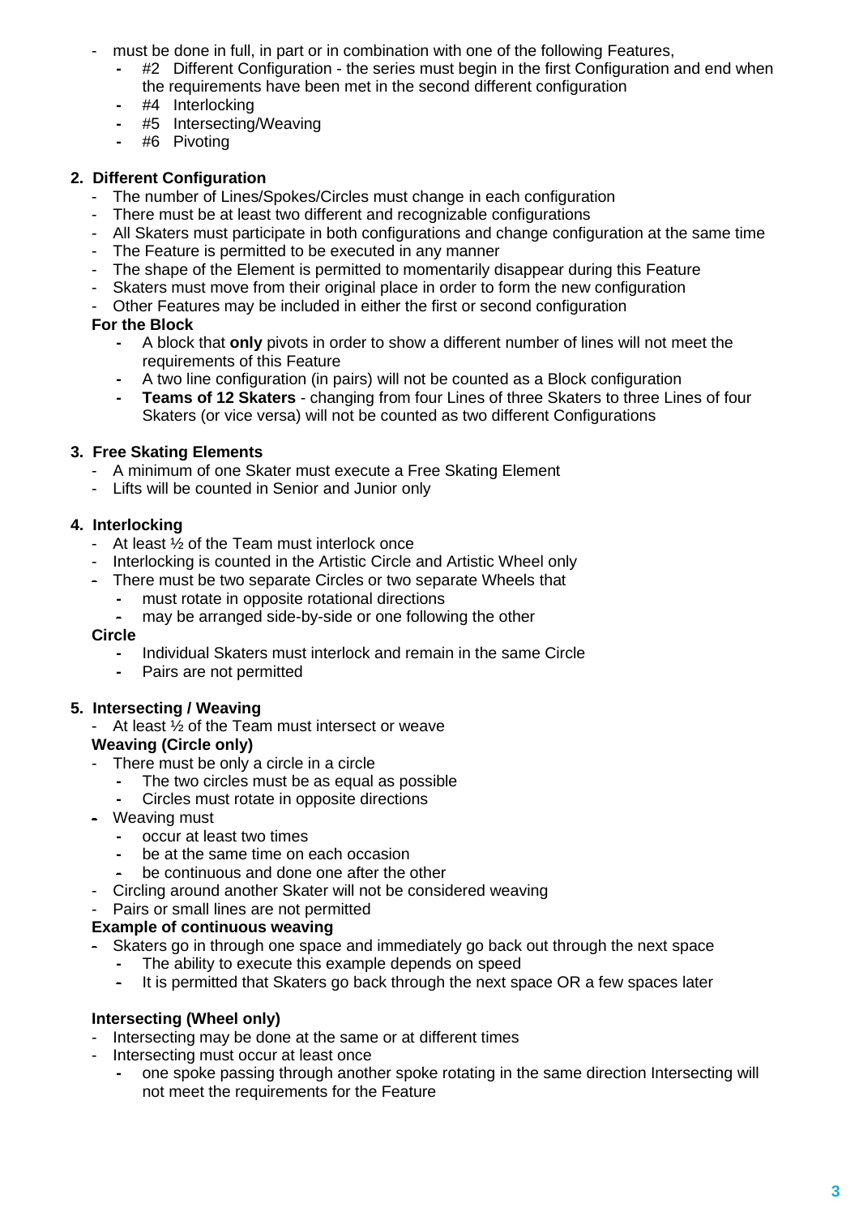- must be done in full, in part or in combination with one of the following Features,
  - #2 Different Configuration - the series must begin in the first Configuration and end when the requirements have been met in the second different configuration
  - #4 Interlocking
  - #5 Intersecting/Weaving
  - #6 Pivoting

**2. Different Configuration**

- The number of Lines/Spokes/Circles must change in each configuration
- There must be at least two different and recognizable configurations
- All Skaters must participate in both configurations and change configuration at the same time
- The Feature is permitted to be executed in any manner
- The shape of the Element is permitted to momentarily disappear during this Feature
- Skaters must move from their original place in order to form the new configuration
- Other Features may be included in either the first or second configuration

**For the Block**

- A block that **only** pivots in order to show a different number of lines will not meet the requirements of this Feature
- A two line configuration (in pairs) will not be counted as a Block configuration
- **Teams of 12 Skaters** - changing from four Lines of three Skaters to three Lines of four Skaters (or vice versa) will not be counted as two different Configurations

**3. Free Skating Elements**

- A minimum of one Skater must execute a Free Skating Element
- Lifts will be counted in Senior and Junior only

**4. Interlocking**

- At least ½ of the Team must interlock once
- Interlocking is counted in the Artistic Circle and Artistic Wheel only
- There must be two separate Circles or two separate Wheels that
  - must rotate in opposite rotational directions
  - may be arranged side-by-side or one following the other

**Circle**

- Individual Skaters must interlock and remain in the same Circle
- Pairs are not permitted

**5. Intersecting / Weaving**

- At least ½ of the Team must intersect or weave

**Weaving (Circle only)**

- There must be only a circle in a circle
  - The two circles must be as equal as possible
  - Circles must rotate in opposite directions
- Weaving must
  - occur at least two times
  - be at the same time on each occasion
  - be continuous and done one after the other
- Circling around another Skater will not be considered weaving
- Pairs or small lines are not permitted

**Example of continuous weaving**

- Skaters go in through one space and immediately go back out through the next space
  - The ability to execute this example depends on speed
  - It is permitted that Skaters go back through the next space OR a few spaces later

**Intersecting (Wheel only)**

- Intersecting may be done at the same or at different times
- Intersecting must occur at least once
  - one spoke passing through another spoke rotating in the same direction Intersecting will not meet the requirements for the Feature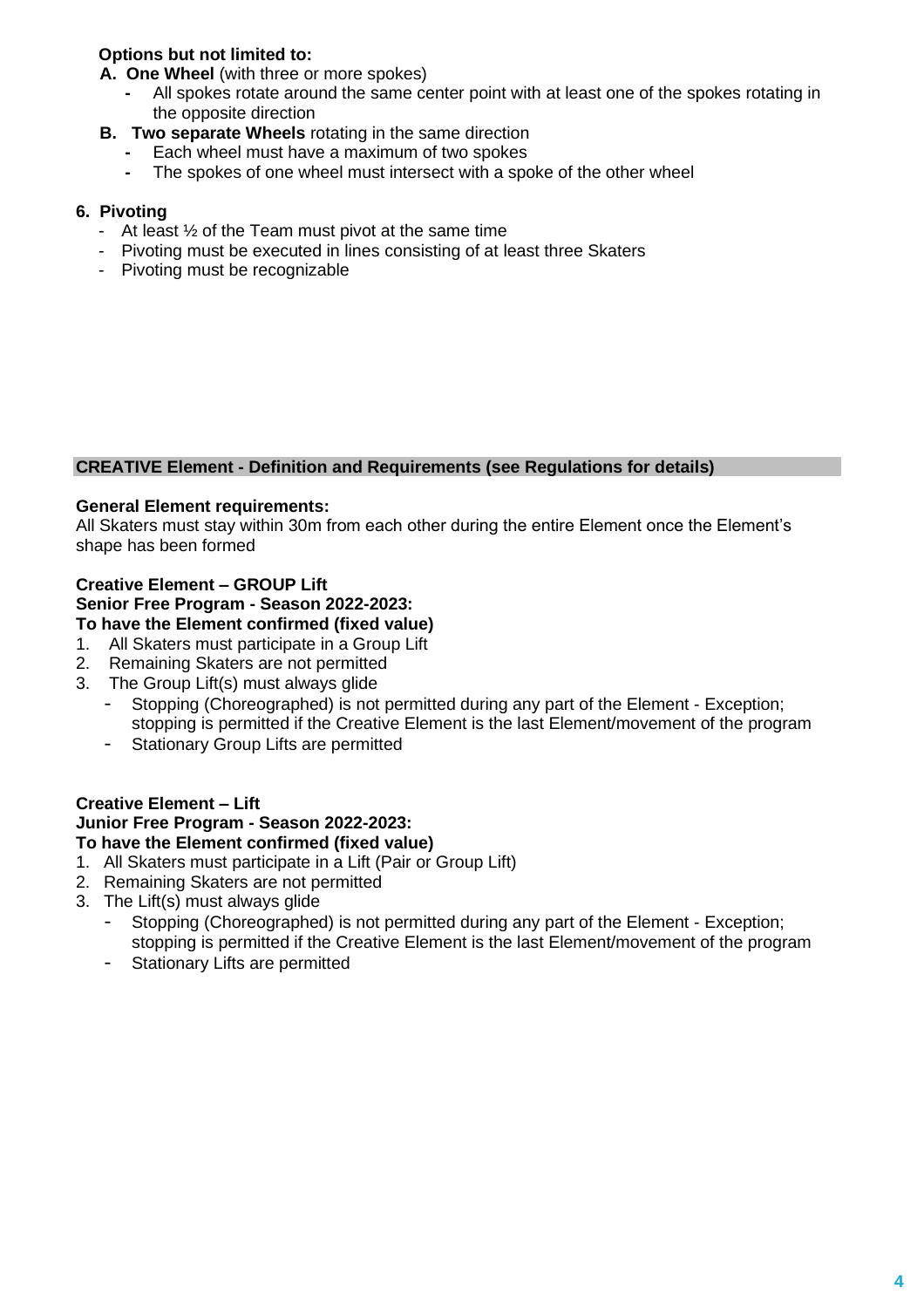**Options but not limited to:**

**A. One Wheel** (with three or more spokes)
- All spokes rotate around the same center point with at least one of the spokes rotating in the opposite direction

**B. Two separate Wheels** rotating in the same direction
- Each wheel must have a maximum of two spokes
- The spokes of one wheel must intersect with a spoke of the other wheel

**6. Pivoting**
- At least ½ of the Team must pivot at the same time
- Pivoting must be executed in lines consisting of at least three Skaters
- Pivoting must be recognizable

## CREATIVE Element - Definition and Requirements (see Regulations for details)

**General Element requirements:**
All Skaters must stay within 30m from each other during the entire Element once the Element's shape has been formed

**Creative Element – GROUP Lift**
**Senior Free Program - Season 2022-2023:**
**To have the Element confirmed (fixed value)**

1. All Skaters must participate in a Group Lift
2. Remaining Skaters are not permitted
3. The Group Lift(s) must always glide
   - Stopping (Choreographed) is not permitted during any part of the Element - Exception; stopping is permitted if the Creative Element is the last Element/movement of the program
   - Stationary Group Lifts are permitted

**Creative Element – Lift**
**Junior Free Program - Season 2022-2023:**
**To have the Element confirmed (fixed value)**

1. All Skaters must participate in a Lift (Pair or Group Lift)
2. Remaining Skaters are not permitted
3. The Lift(s) must always glide
   - Stopping (Choreographed) is not permitted during any part of the Element - Exception; stopping is permitted if the Creative Element is the last Element/movement of the program
   - Stationary Lifts are permitted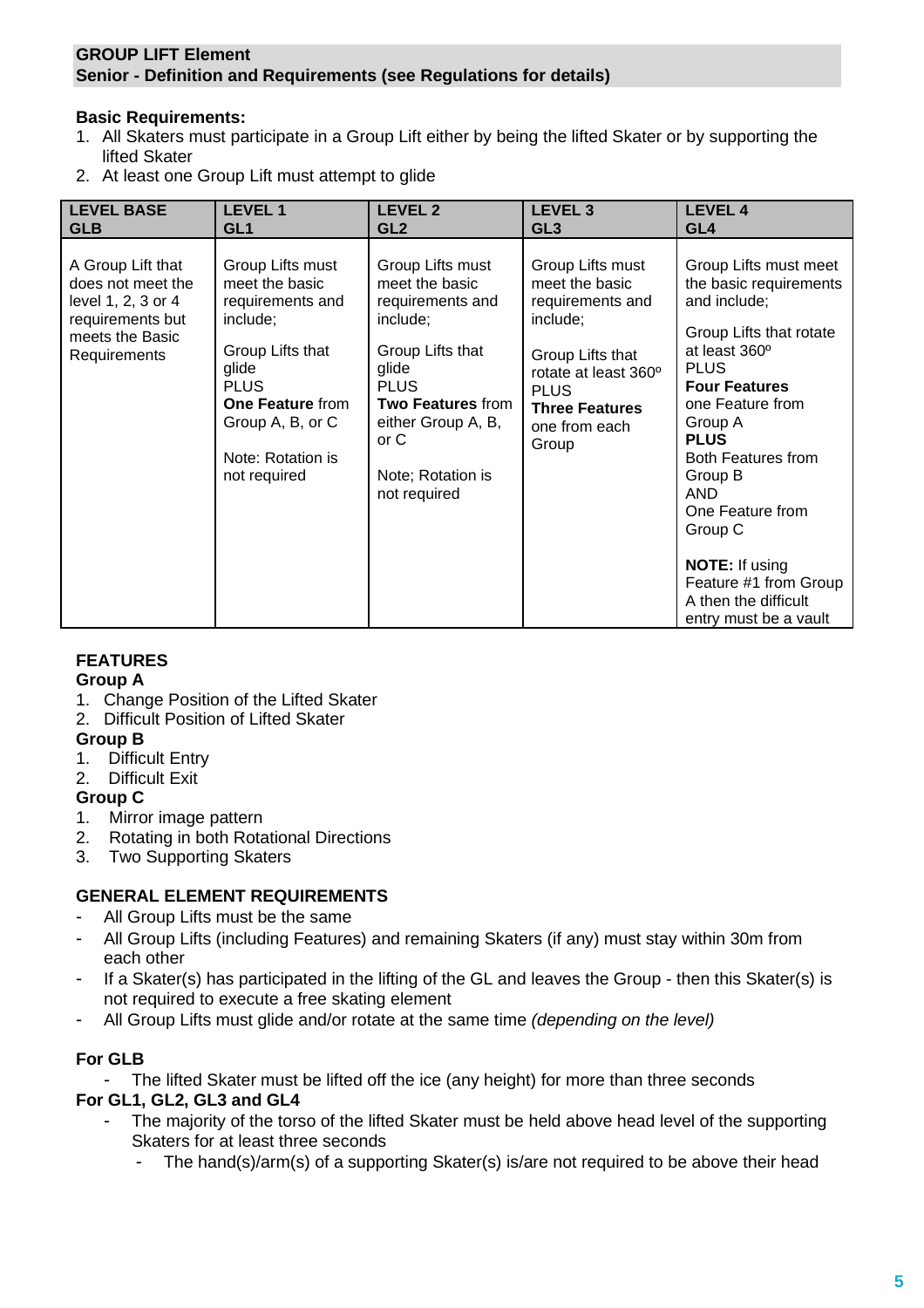## GROUP LIFT Element
## Senior - Definition and Requirements (see Regulations for details)

**Basic Requirements:**

1. All Skaters must participate in a Group Lift either by being the lifted Skater or by supporting the lifted Skater
2. At least one Group Lift must attempt to glide

| LEVEL BASE GLB | LEVEL 1 GL1 | LEVEL 2 GL2 | LEVEL 3 GL3 | LEVEL 4 GL4 |
|---|---|---|---|---|
| A Group Lift that does not meet the level 1, 2, 3 or 4 requirements but meets the Basic Requirements | Group Lifts must meet the basic requirements and include;<br><br>Group Lifts that glide<br>PLUS<br>**One Feature** from Group A, B, or C<br><br>Note: Rotation is not required | Group Lifts must meet the basic requirements and include;<br><br>Group Lifts that glide<br>PLUS<br>**Two Features** from either Group A, B, or C<br><br>Note; Rotation is not required | Group Lifts must meet the basic requirements and include;<br><br>Group Lifts that rotate at least 360º<br>PLUS<br>**Three Features** one from each Group | Group Lifts must meet the basic requirements and include;<br><br>Group Lifts that rotate at least 360º<br>PLUS<br>**Four Features** one Feature from Group A<br>**PLUS**<br>Both Features from Group B<br>AND<br>One Feature from Group C<br><br>**NOTE:** If using Feature #1 from Group A then the difficult entry must be a vault |

### FEATURES

**Group A**

1. Change Position of the Lifted Skater
2. Difficult Position of Lifted Skater

**Group B**

1. Difficult Entry
2. Difficult Exit

**Group C**

1. Mirror image pattern
2. Rotating in both Rotational Directions
3. Two Supporting Skaters

### GENERAL ELEMENT REQUIREMENTS

- All Group Lifts must be the same
- All Group Lifts (including Features) and remaining Skaters (if any) must stay within 30m from each other
- If a Skater(s) has participated in the lifting of the GL and leaves the Group - then this Skater(s) is not required to execute a free skating element
- All Group Lifts must glide and/or rotate at the same time *(depending on the level)*

**For GLB**

- The lifted Skater must be lifted off the ice (any height) for more than three seconds

**For GL1, GL2, GL3 and GL4**

- The majority of the torso of the lifted Skater must be held above head level of the supporting Skaters for at least three seconds
  - The hand(s)/arm(s) of a supporting Skater(s) is/are not required to be above their head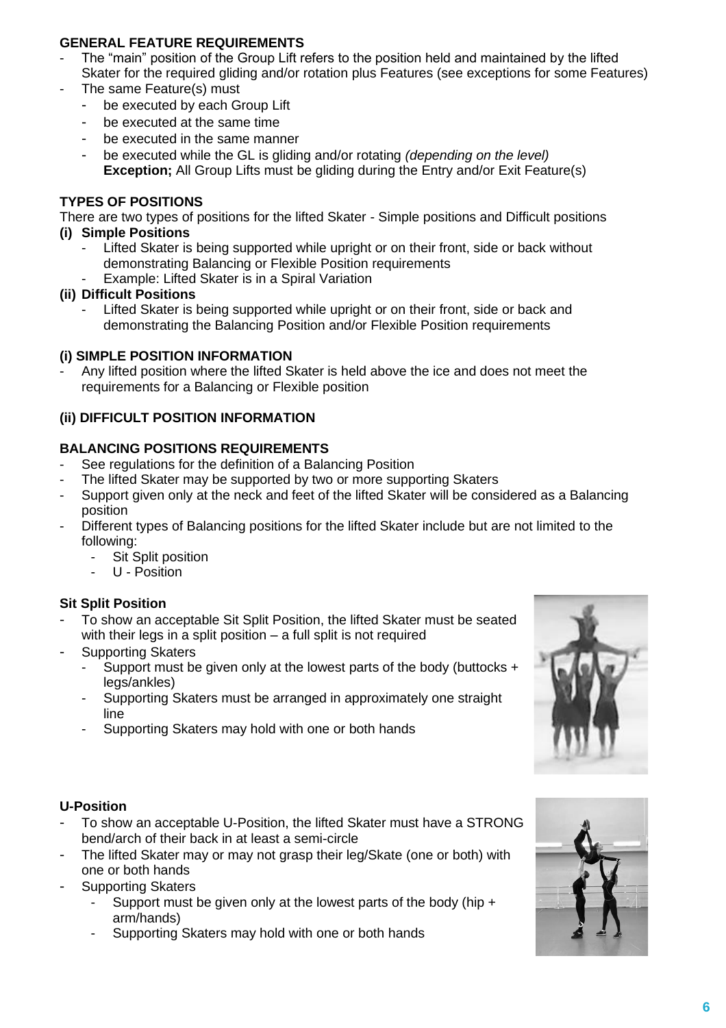**GENERAL FEATURE REQUIREMENTS**

- The "main" position of the Group Lift refers to the position held and maintained by the lifted Skater for the required gliding and/or rotation plus Features (see exceptions for some Features)
- The same Feature(s) must
  - be executed by each Group Lift
  - be executed at the same time
  - be executed in the same manner
  - be executed while the GL is gliding and/or rotating *(depending on the level)*
    **Exception;** All Group Lifts must be gliding during the Entry and/or Exit Feature(s)

**TYPES OF POSITIONS**

There are two types of positions for the lifted Skater - Simple positions and Difficult positions

**(i) Simple Positions**

- Lifted Skater is being supported while upright or on their front, side or back without demonstrating Balancing or Flexible Position requirements
- Example: Lifted Skater is in a Spiral Variation

**(ii) Difficult Positions**

- Lifted Skater is being supported while upright or on their front, side or back and demonstrating the Balancing Position and/or Flexible Position requirements

**(i) SIMPLE POSITION INFORMATION**

- Any lifted position where the lifted Skater is held above the ice and does not meet the requirements for a Balancing or Flexible position

**(ii) DIFFICULT POSITION INFORMATION**

**BALANCING POSITIONS REQUIREMENTS**

- See regulations for the definition of a Balancing Position
- The lifted Skater may be supported by two or more supporting Skaters
- Support given only at the neck and feet of the lifted Skater will be considered as a Balancing position
- Different types of Balancing positions for the lifted Skater include but are not limited to the following:
  - Sit Split position
  - U - Position

**Sit Split Position**

- To show an acceptable Sit Split Position, the lifted Skater must be seated with their legs in a split position – a full split is not required
- Supporting Skaters
  - Support must be given only at the lowest parts of the body (buttocks + legs/ankles)
  - Supporting Skaters must be arranged in approximately one straight line
  - Supporting Skaters may hold with one or both hands

**U-Position**

- To show an acceptable U-Position, the lifted Skater must have a STRONG bend/arch of their back in at least a semi-circle
- The lifted Skater may or may not grasp their leg/Skate (one or both) with one or both hands
- Supporting Skaters
  - Support must be given only at the lowest parts of the body (hip + arm/hands)
  - Supporting Skaters may hold with one or both hands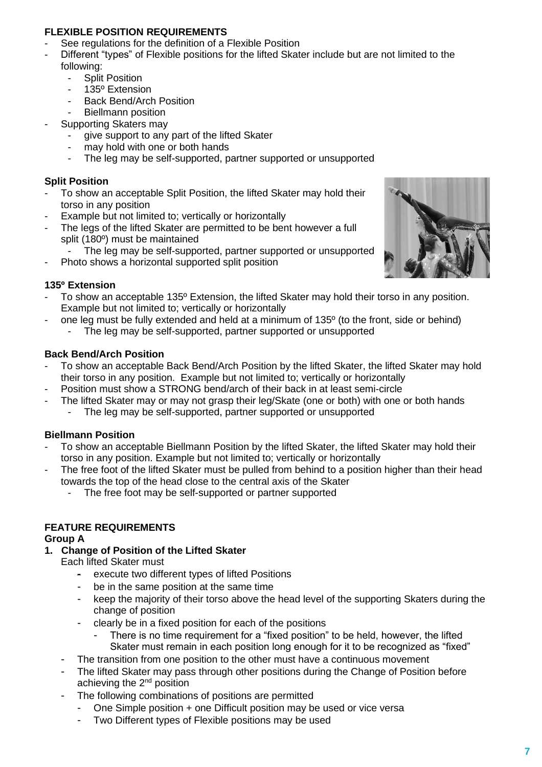**FLEXIBLE POSITION REQUIREMENTS**

- See regulations for the definition of a Flexible Position
- Different "types" of Flexible positions for the lifted Skater include but are not limited to the following:
  - Split Position
  - 135º Extension
  - Back Bend/Arch Position
  - Biellmann position
- Supporting Skaters may
  - give support to any part of the lifted Skater
  - may hold with one or both hands
  - The leg may be self-supported, partner supported or unsupported

**Split Position**

- To show an acceptable Split Position, the lifted Skater may hold their torso in any position
- Example but not limited to; vertically or horizontally
- The legs of the lifted Skater are permitted to be bent however a full split (180º) must be maintained
  - The leg may be self-supported, partner supported or unsupported
- Photo shows a horizontal supported split position

**135º Extension**

- To show an acceptable 135º Extension, the lifted Skater may hold their torso in any position. Example but not limited to; vertically or horizontally
- one leg must be fully extended and held at a minimum of 135º (to the front, side or behind)
  - The leg may be self-supported, partner supported or unsupported

**Back Bend/Arch Position**

- To show an acceptable Back Bend/Arch Position by the lifted Skater, the lifted Skater may hold their torso in any position. Example but not limited to; vertically or horizontally
- Position must show a STRONG bend/arch of their back in at least semi-circle
- The lifted Skater may or may not grasp their leg/Skate (one or both) with one or both hands
  - The leg may be self-supported, partner supported or unsupported

**Biellmann Position**

- To show an acceptable Biellmann Position by the lifted Skater, the lifted Skater may hold their torso in any position. Example but not limited to; vertically or horizontally
- The free foot of the lifted Skater must be pulled from behind to a position higher than their head towards the top of the head close to the central axis of the Skater
  - The free foot may be self-supported or partner supported

**FEATURE REQUIREMENTS**

**Group A**

1. **Change of Position of the Lifted Skater**

   Each lifted Skater must
   - execute two different types of lifted Positions
   - be in the same position at the same time
   - keep the majority of their torso above the head level of the supporting Skaters during the change of position
   - clearly be in a fixed position for each of the positions
     - There is no time requirement for a "fixed position" to be held, however, the lifted Skater must remain in each position long enough for it to be recognized as "fixed"
   - The transition from one position to the other must have a continuous movement
   - The lifted Skater may pass through other positions during the Change of Position before achieving the 2nd position
   - The following combinations of positions are permitted
     - One Simple position + one Difficult position may be used or vice versa
     - Two Different types of Flexible positions may be used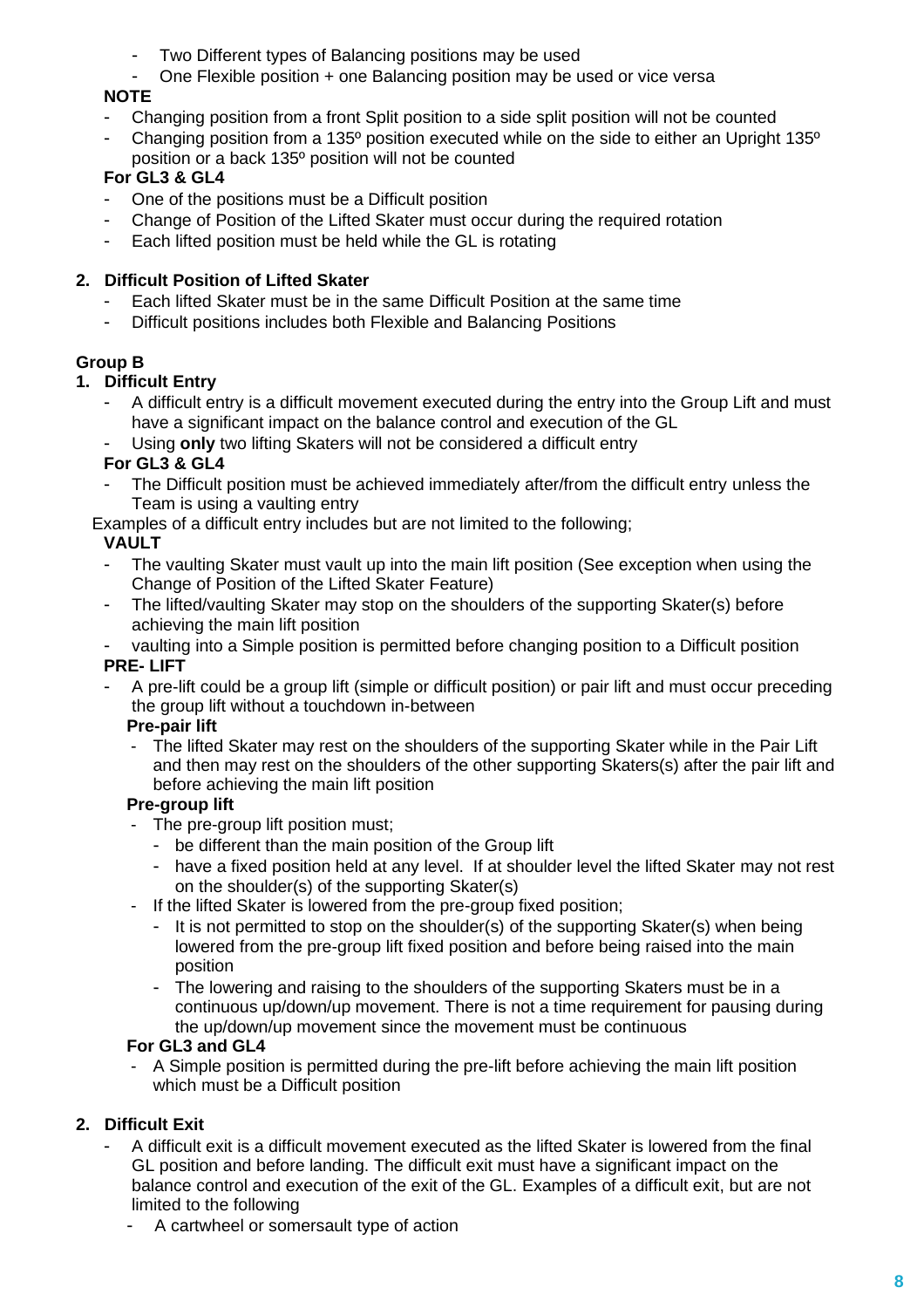- Two Different types of Balancing positions may be used
- One Flexible position + one Balancing position may be used or vice versa

**NOTE**

- Changing position from a front Split position to a side split position will not be counted
- Changing position from a 135º position executed while on the side to either an Upright 135º position or a back 135º position will not be counted

**For GL3 & GL4**

- One of the positions must be a Difficult position
- Change of Position of the Lifted Skater must occur during the required rotation
- Each lifted position must be held while the GL is rotating

**2. Difficult Position of Lifted Skater**

- Each lifted Skater must be in the same Difficult Position at the same time
- Difficult positions includes both Flexible and Balancing Positions

**Group B**

**1. Difficult Entry**

- A difficult entry is a difficult movement executed during the entry into the Group Lift and must have a significant impact on the balance control and execution of the GL
- Using **only** two lifting Skaters will not be considered a difficult entry

**For GL3 & GL4**

- The Difficult position must be achieved immediately after/from the difficult entry unless the Team is using a vaulting entry

Examples of a difficult entry includes but are not limited to the following;

**VAULT**

- The vaulting Skater must vault up into the main lift position (See exception when using the Change of Position of the Lifted Skater Feature)
- The lifted/vaulting Skater may stop on the shoulders of the supporting Skater(s) before achieving the main lift position
- vaulting into a Simple position is permitted before changing position to a Difficult position

**PRE- LIFT**

- A pre-lift could be a group lift (simple or difficult position) or pair lift and must occur preceding the group lift without a touchdown in-between

**Pre-pair lift**

- The lifted Skater may rest on the shoulders of the supporting Skater while in the Pair Lift and then may rest on the shoulders of the other supporting Skaters(s) after the pair lift and before achieving the main lift position

**Pre-group lift**

- The pre-group lift position must;
  - be different than the main position of the Group lift
  - have a fixed position held at any level. If at shoulder level the lifted Skater may not rest on the shoulder(s) of the supporting Skater(s)
- If the lifted Skater is lowered from the pre-group fixed position;
  - It is not permitted to stop on the shoulder(s) of the supporting Skater(s) when being lowered from the pre-group lift fixed position and before being raised into the main position
  - The lowering and raising to the shoulders of the supporting Skaters must be in a continuous up/down/up movement. There is not a time requirement for pausing during the up/down/up movement since the movement must be continuous

**For GL3 and GL4**

- A Simple position is permitted during the pre-lift before achieving the main lift position which must be a Difficult position

**2. Difficult Exit**

- A difficult exit is a difficult movement executed as the lifted Skater is lowered from the final GL position and before landing. The difficult exit must have a significant impact on the balance control and execution of the exit of the GL. Examples of a difficult exit, but are not limited to the following
  - A cartwheel or somersault type of action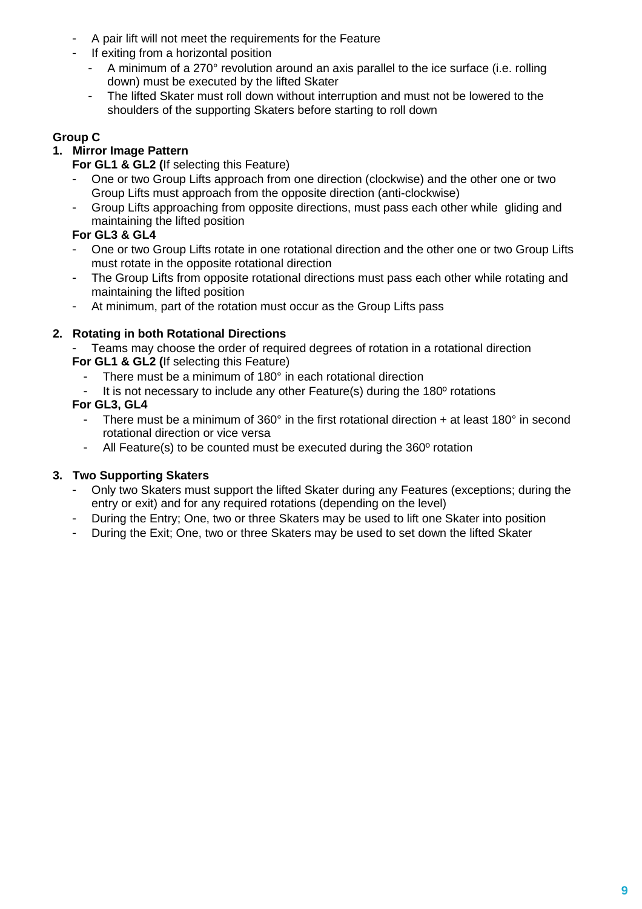- A pair lift will not meet the requirements for the Feature
- If exiting from a horizontal position
  - A minimum of a 270° revolution around an axis parallel to the ice surface (i.e. rolling down) must be executed by the lifted Skater
  - The lifted Skater must roll down without interruption and must not be lowered to the shoulders of the supporting Skaters before starting to roll down

**Group C**

1. **Mirror Image Pattern**

   **For GL1 & GL2 (**If selecting this Feature)
   - One or two Group Lifts approach from one direction (clockwise) and the other one or two Group Lifts must approach from the opposite direction (anti-clockwise)
   - Group Lifts approaching from opposite directions, must pass each other while gliding and maintaining the lifted position

   **For GL3 & GL4**
   - One or two Group Lifts rotate in one rotational direction and the other one or two Group Lifts must rotate in the opposite rotational direction
   - The Group Lifts from opposite rotational directions must pass each other while rotating and maintaining the lifted position
   - At minimum, part of the rotation must occur as the Group Lifts pass

2. **Rotating in both Rotational Directions**
   - Teams may choose the order of required degrees of rotation in a rotational direction

   **For GL1 & GL2 (**If selecting this Feature)
   - There must be a minimum of 180° in each rotational direction
   - It is not necessary to include any other Feature(s) during the 180º rotations

   **For GL3, GL4**
   - There must be a minimum of 360° in the first rotational direction + at least 180° in second rotational direction or vice versa
   - All Feature(s) to be counted must be executed during the 360º rotation

3. **Two Supporting Skaters**
   - Only two Skaters must support the lifted Skater during any Features (exceptions; during the entry or exit) and for any required rotations (depending on the level)
   - During the Entry; One, two or three Skaters may be used to lift one Skater into position
   - During the Exit; One, two or three Skaters may be used to set down the lifted Skater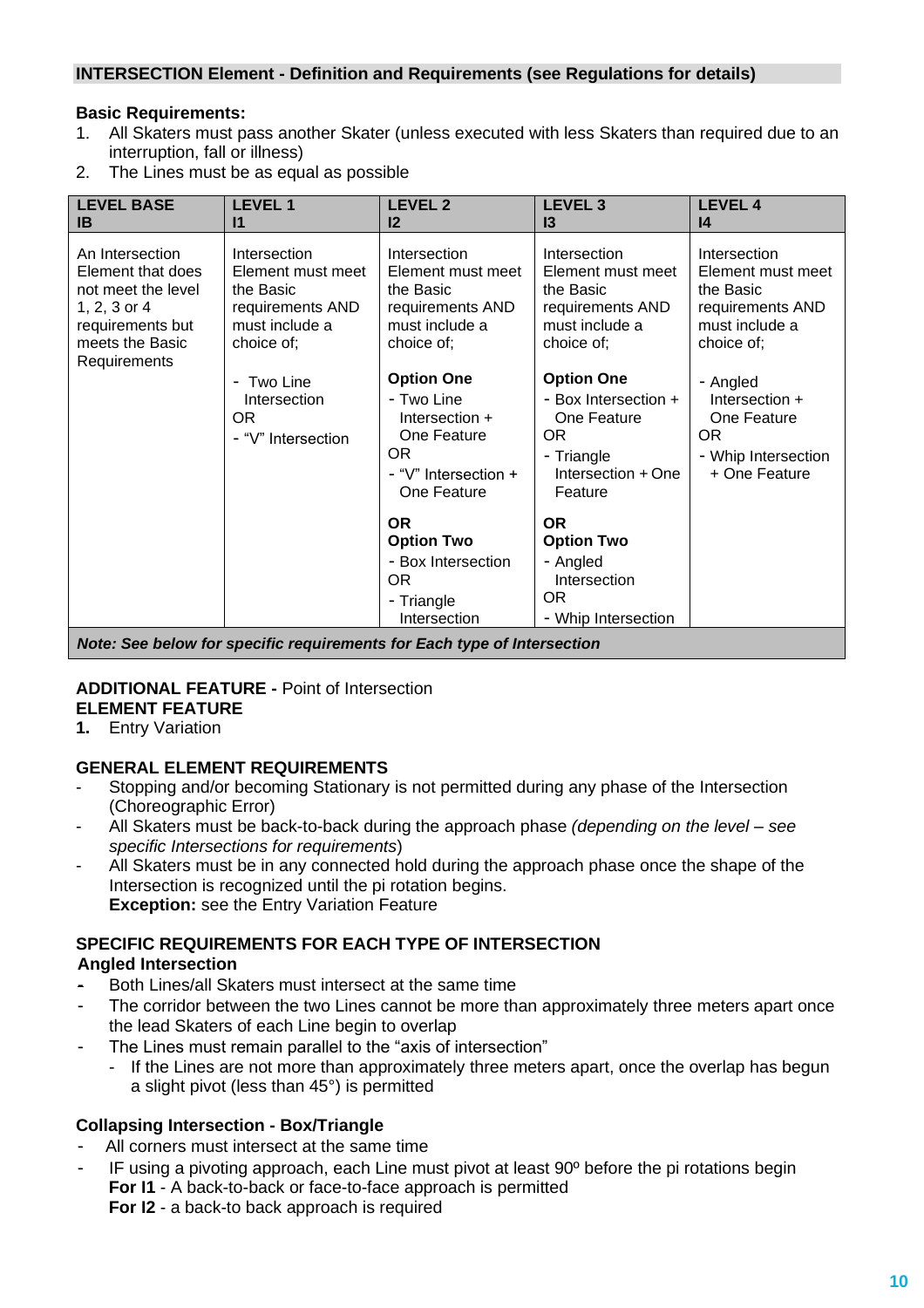## INTERSECTION Element - Definition and Requirements (see Regulations for details)

**Basic Requirements:**

1. All Skaters must pass another Skater (unless executed with less Skaters than required due to an interruption, fall or illness)
2. The Lines must be as equal as possible

| LEVEL BASE IB | LEVEL 1 I1 | LEVEL 2 I2 | LEVEL 3 I3 | LEVEL 4 I4 |
|---|---|---|---|---|
| An Intersection Element that does not meet the level 1, 2, 3 or 4 requirements but meets the Basic Requirements | Intersection Element must meet the Basic requirements AND must include a choice of;<br><br>- Two Line Intersection<br>OR<br>- "V" Intersection | Intersection Element must meet the Basic requirements AND must include a choice of;<br><br>**Option One**<br>- Two Line Intersection + One Feature<br>OR<br>- "V" Intersection + One Feature<br><br>**OR**<br>**Option Two**<br>- Box Intersection<br>OR<br>- Triangle Intersection | Intersection Element must meet the Basic requirements AND must include a choice of;<br><br>**Option One**<br>- Box Intersection + One Feature<br>OR<br>- Triangle Intersection + One Feature<br><br>**OR**<br>**Option Two**<br>- Angled Intersection<br>OR<br>- Whip Intersection | Intersection Element must meet the Basic requirements AND must include a choice of;<br><br>- Angled Intersection + One Feature<br>OR<br>- Whip Intersection + One Feature |
| ***Note: See below for specific requirements for Each type of Intersection*** | | | | |

**ADDITIONAL FEATURE -** Point of Intersection
**ELEMENT FEATURE**
**1.** Entry Variation

**GENERAL ELEMENT REQUIREMENTS**

- Stopping and/or becoming Stationary is not permitted during any phase of the Intersection (Choreographic Error)
- All Skaters must be back-to-back during the approach phase *(depending on the level – see specific Intersections for requirements*)
- All Skaters must be in any connected hold during the approach phase once the shape of the Intersection is recognized until the pi rotation begins.
  **Exception:** see the Entry Variation Feature

**SPECIFIC REQUIREMENTS FOR EACH TYPE OF INTERSECTION**
**Angled Intersection**

- Both Lines/all Skaters must intersect at the same time
- The corridor between the two Lines cannot be more than approximately three meters apart once the lead Skaters of each Line begin to overlap
- The Lines must remain parallel to the "axis of intersection"
  - If the Lines are not more than approximately three meters apart, once the overlap has begun a slight pivot (less than 45°) is permitted

**Collapsing Intersection - Box/Triangle**

- All corners must intersect at the same time
- IF using a pivoting approach, each Line must pivot at least 90º before the pi rotations begin
  **For I1** - A back-to-back or face-to-face approach is permitted
  **For I2** - a back-to back approach is required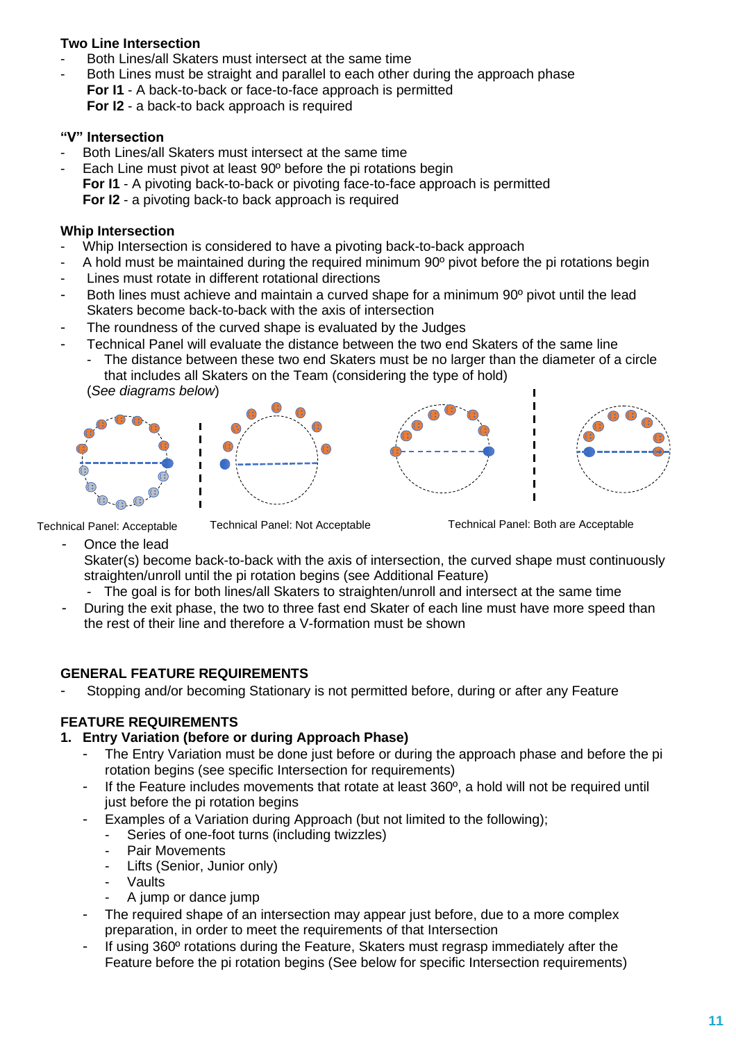**Two Line Intersection**

- Both Lines/all Skaters must intersect at the same time
- Both Lines must be straight and parallel to each other during the approach phase

  **For I1** - A back-to-back or face-to-face approach is permitted

  **For I2** - a back-to back approach is required

**"V" Intersection**

- Both Lines/all Skaters must intersect at the same time
- Each Line must pivot at least 90º before the pi rotations begin

  **For I1** - A pivoting back-to-back or pivoting face-to-face approach is permitted

  **For I2** - a pivoting back-to back approach is required

**Whip Intersection**

- Whip Intersection is considered to have a pivoting back-to-back approach
- A hold must be maintained during the required minimum 90º pivot before the pi rotations begin
- Lines must rotate in different rotational directions
- Both lines must achieve and maintain a curved shape for a minimum 90º pivot until the lead Skaters become back-to-back with the axis of intersection
- The roundness of the curved shape is evaluated by the Judges
- Technical Panel will evaluate the distance between the two end Skaters of the same line
  - The distance between these two end Skaters must be no larger than the diameter of a circle that includes all Skaters on the Team (considering the type of hold)

  (*See diagrams below*)

Technical Panel: Acceptable | Technical Panel: Not Acceptable | Technical Panel: Both are Acceptable

- Once the lead Skater(s) become back-to-back with the axis of intersection, the curved shape must continuously straighten/unroll until the pi rotation begins (see Additional Feature)
  - The goal is for both lines/all Skaters to straighten/unroll and intersect at the same time
- During the exit phase, the two to three fast end Skater of each line must have more speed than the rest of their line and therefore a V-formation must be shown

**GENERAL FEATURE REQUIREMENTS**

- Stopping and/or becoming Stationary is not permitted before, during or after any Feature

**FEATURE REQUIREMENTS**

1. **Entry Variation (before or during Approach Phase)**
   - The Entry Variation must be done just before or during the approach phase and before the pi rotation begins (see specific Intersection for requirements)
   - If the Feature includes movements that rotate at least 360º, a hold will not be required until just before the pi rotation begins
   - Examples of a Variation during Approach (but not limited to the following);
     - Series of one-foot turns (including twizzles)
     - Pair Movements
     - Lifts (Senior, Junior only)
     - Vaults
     - A jump or dance jump
   - The required shape of an intersection may appear just before, due to a more complex preparation, in order to meet the requirements of that Intersection
   - If using 360º rotations during the Feature, Skaters must regrasp immediately after the Feature before the pi rotation begins (See below for specific Intersection requirements)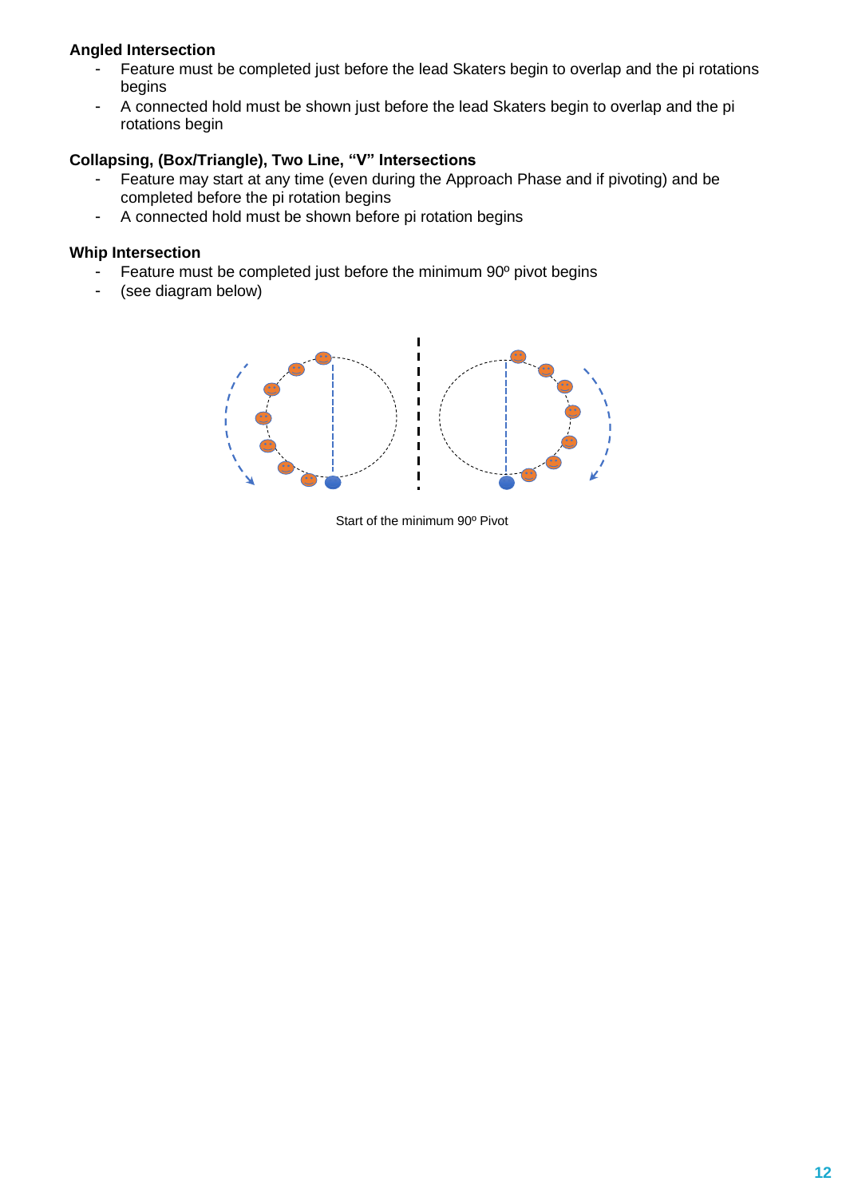**Angled Intersection**

- Feature must be completed just before the lead Skaters begin to overlap and the pi rotations begins
- A connected hold must be shown just before the lead Skaters begin to overlap and the pi rotations begin

**Collapsing, (Box/Triangle), Two Line, "V" Intersections**

- Feature may start at any time (even during the Approach Phase and if pivoting) and be completed before the pi rotation begins
- A connected hold must be shown before pi rotation begins

**Whip Intersection**

- Feature must be completed just before the minimum 90º pivot begins
- (see diagram below)

Start of the minimum 90º Pivot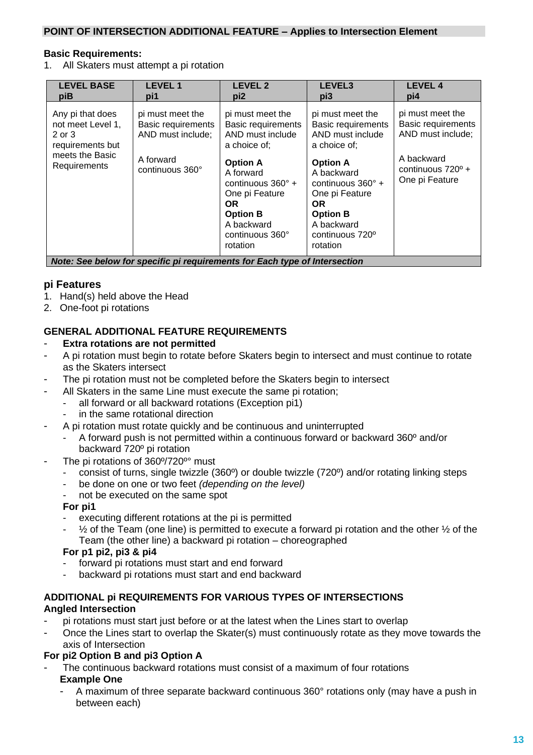## POINT OF INTERSECTION ADDITIONAL FEATURE – Applies to Intersection Element

**Basic Requirements:**

1. All Skaters must attempt a pi rotation

| LEVEL BASE piB | LEVEL 1 pi1 | LEVEL 2 pi2 | LEVEL3 pi3 | LEVEL 4 pi4 |
|---|---|---|---|---|
| Any pi that does not meet Level 1, 2 or 3 requirements but meets the Basic Requirements | pi must meet the Basic requirements AND must include;<br><br>A forward continuous 360° | pi must meet the Basic requirements AND must include a choice of;<br><br>**Option A**<br>A forward continuous 360° + One pi Feature<br>**OR**<br>**Option B**<br>A backward continuous 360° rotation | pi must meet the Basic requirements AND must include a choice of;<br><br>**Option A**<br>A backward continuous 360° + One pi Feature<br>**OR**<br>**Option B**<br>A backward continuous 720º rotation | pi must meet the Basic requirements AND must include;<br><br>A backward continuous 720º + One pi Feature |
| ***Note: See below for specific pi requirements for Each type of Intersection*** | | | | |

### pi Features

1. Hand(s) held above the Head
2. One-foot pi rotations

### GENERAL ADDITIONAL FEATURE REQUIREMENTS

- **Extra rotations are not permitted**
- A pi rotation must begin to rotate before Skaters begin to intersect and must continue to rotate as the Skaters intersect
- The pi rotation must not be completed before the Skaters begin to intersect
- All Skaters in the same Line must execute the same pi rotation;
  - all forward or all backward rotations (Exception pi1)
  - in the same rotational direction
- A pi rotation must rotate quickly and be continuous and uninterrupted
  - A forward push is not permitted within a continuous forward or backward 360º and/or backward 720º pi rotation
- The pi rotations of 360º/720ºº must
  - consist of turns, single twizzle (360º) or double twizzle (720º) and/or rotating linking steps
  - be done on one or two feet *(depending on the level)*
  - not be executed on the same spot

  **For pi1**
  - executing different rotations at the pi is permitted
  - ½ of the Team (one line) is permitted to execute a forward pi rotation and the other ½ of the Team (the other line) a backward pi rotation – choreographed

  **For p1 pi2, pi3 & pi4**
  - forward pi rotations must start and end forward
  - backward pi rotations must start and end backward

### ADDITIONAL pi REQUIREMENTS FOR VARIOUS TYPES OF INTERSECTIONS

**Angled Intersection**

- pi rotations must start just before or at the latest when the Lines start to overlap
- Once the Lines start to overlap the Skater(s) must continuously rotate as they move towards the axis of Intersection

**For pi2 Option B and pi3 Option A**

- The continuous backward rotations must consist of a maximum of four rotations

  **Example One**
  - A maximum of three separate backward continuous 360° rotations only (may have a push in between each)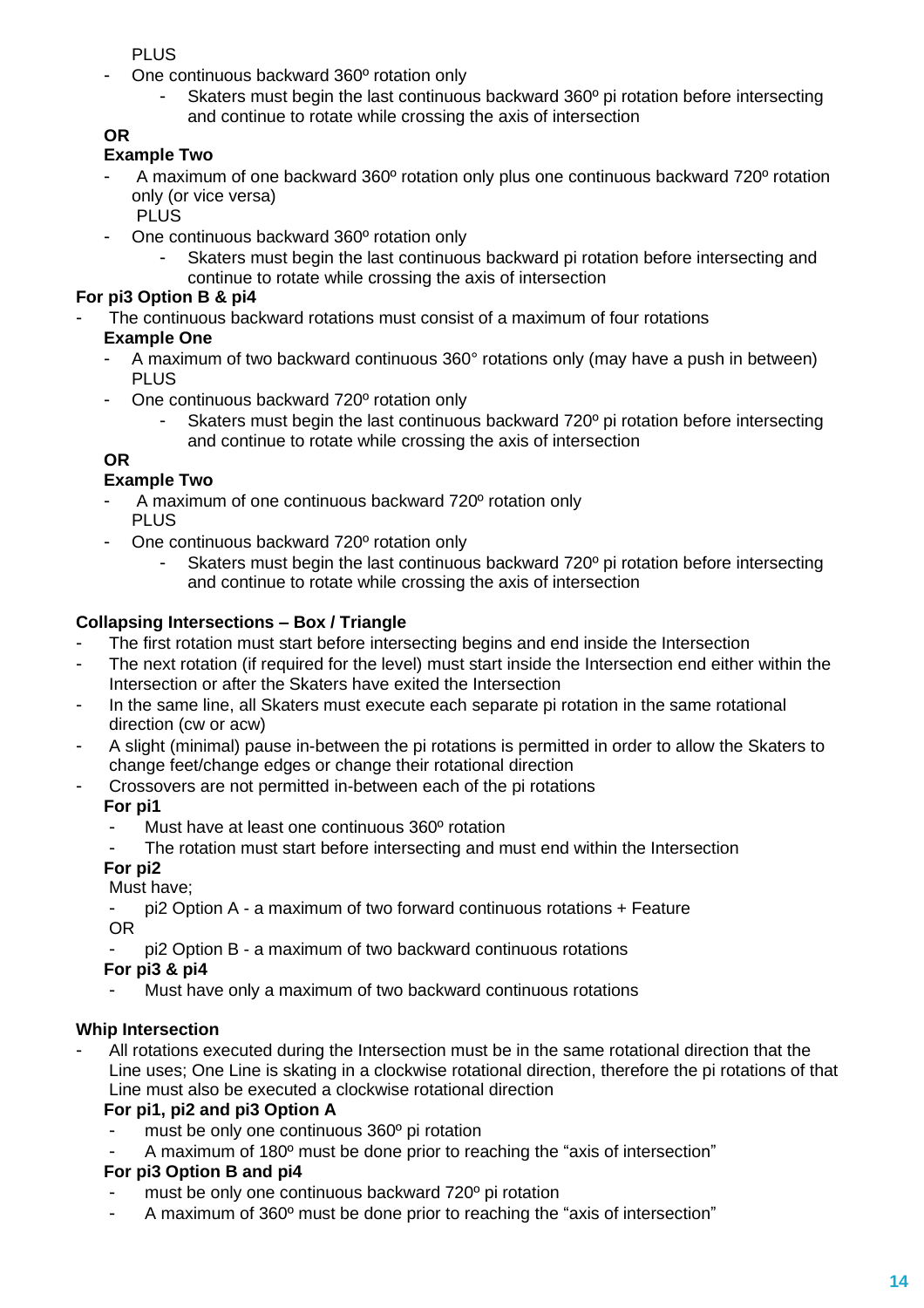PLUS

- One continuous backward 360º rotation only
    - Skaters must begin the last continuous backward 360º pi rotation before intersecting and continue to rotate while crossing the axis of intersection

**OR**

**Example Two**

- A maximum of one backward 360º rotation only plus one continuous backward 720º rotation only (or vice versa)
  PLUS
- One continuous backward 360º rotation only
    - Skaters must begin the last continuous backward pi rotation before intersecting and continue to rotate while crossing the axis of intersection

**For pi3 Option B & pi4**

- The continuous backward rotations must consist of a maximum of four rotations

**Example One**

- A maximum of two backward continuous 360° rotations only (may have a push in between)
  PLUS
- One continuous backward 720º rotation only
    - Skaters must begin the last continuous backward 720º pi rotation before intersecting and continue to rotate while crossing the axis of intersection

**OR**

**Example Two**

- A maximum of one continuous backward 720º rotation only
  PLUS
- One continuous backward 720º rotation only
    - Skaters must begin the last continuous backward 720º pi rotation before intersecting and continue to rotate while crossing the axis of intersection

**Collapsing Intersections – Box / Triangle**

- The first rotation must start before intersecting begins and end inside the Intersection
- The next rotation (if required for the level) must start inside the Intersection end either within the Intersection or after the Skaters have exited the Intersection
- In the same line, all Skaters must execute each separate pi rotation in the same rotational direction (cw or acw)
- A slight (minimal) pause in-between the pi rotations is permitted in order to allow the Skaters to change feet/change edges or change their rotational direction
- Crossovers are not permitted in-between each of the pi rotations

**For pi1**

- Must have at least one continuous 360º rotation
- The rotation must start before intersecting and must end within the Intersection

**For pi2**

Must have;

- pi2 Option A - a maximum of two forward continuous rotations + Feature

OR

- pi2 Option B - a maximum of two backward continuous rotations

**For pi3 & pi4**

- Must have only a maximum of two backward continuous rotations

**Whip Intersection**

- All rotations executed during the Intersection must be in the same rotational direction that the Line uses; One Line is skating in a clockwise rotational direction, therefore the pi rotations of that Line must also be executed a clockwise rotational direction

**For pi1, pi2 and pi3 Option A**

- must be only one continuous 360º pi rotation
- A maximum of 180º must be done prior to reaching the "axis of intersection"

**For pi3 Option B and pi4**

- must be only one continuous backward 720º pi rotation
- A maximum of 360º must be done prior to reaching the "axis of intersection"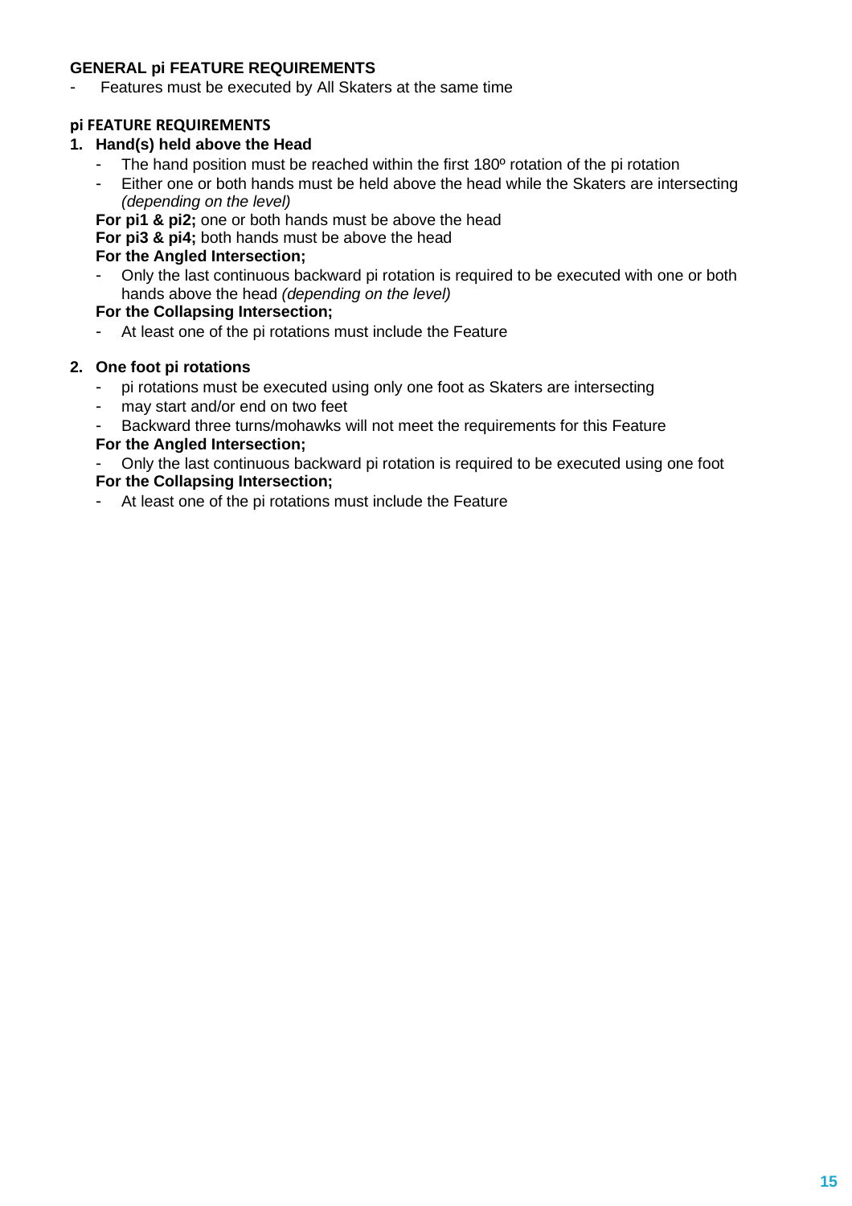**GENERAL pi FEATURE REQUIREMENTS**

- Features must be executed by All Skaters at the same time

**pi FEATURE REQUIREMENTS**

1. **Hand(s) held above the Head**
   - The hand position must be reached within the first 180º rotation of the pi rotation
   - Either one or both hands must be held above the head while the Skaters are intersecting *(depending on the level)*

   **For pi1 & pi2;** one or both hands must be above the head

   **For pi3 & pi4;** both hands must be above the head

   **For the Angled Intersection;**

   - Only the last continuous backward pi rotation is required to be executed with one or both hands above the head *(depending on the level)*

   **For the Collapsing Intersection;**

   - At least one of the pi rotations must include the Feature

2. **One foot pi rotations**
   - pi rotations must be executed using only one foot as Skaters are intersecting
   - may start and/or end on two feet
   - Backward three turns/mohawks will not meet the requirements for this Feature

   **For the Angled Intersection;**

   - Only the last continuous backward pi rotation is required to be executed using one foot

   **For the Collapsing Intersection;**

   - At least one of the pi rotations must include the Feature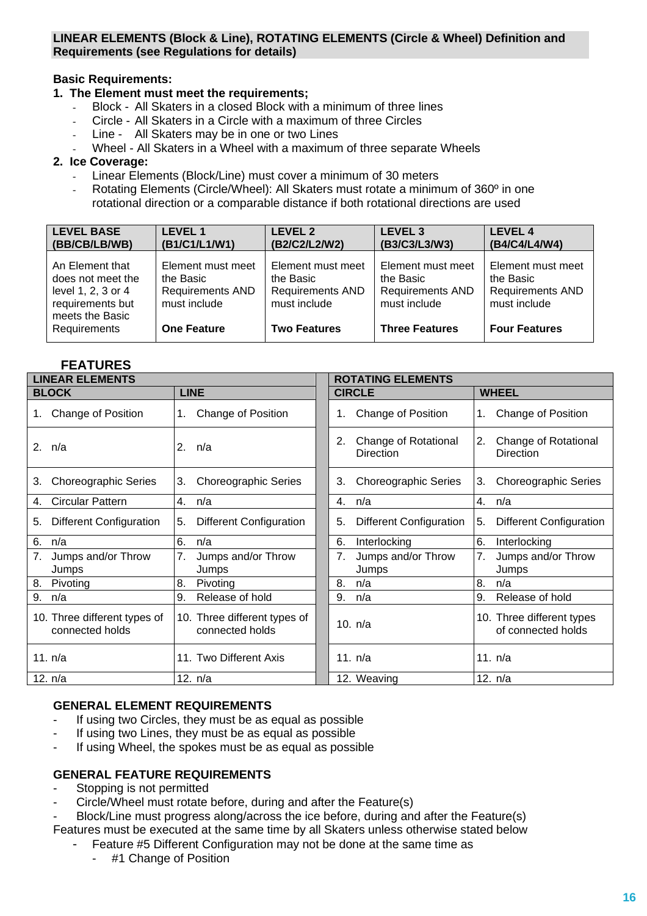**LINEAR ELEMENTS (Block & Line), ROTATING ELEMENTS (Circle & Wheel) Definition and Requirements (see Regulations for details)**

**Basic Requirements:**

**1. The Element must meet the requirements;**
- Block - All Skaters in a closed Block with a minimum of three lines
- Circle - All Skaters in a Circle with a maximum of three Circles
- Line - All Skaters may be in one or two Lines
- Wheel - All Skaters in a Wheel with a maximum of three separate Wheels

**2. Ice Coverage:**
- Linear Elements (Block/Line) must cover a minimum of 30 meters
- Rotating Elements (Circle/Wheel): All Skaters must rotate a minimum of 360º in one rotational direction or a comparable distance if both rotational directions are used

| LEVEL BASE (BB/CB/LB/WB) | LEVEL 1 (B1/C1/L1/W1) | LEVEL 2 (B2/C2/L2/W2) | LEVEL 3 (B3/C3/L3/W3) | LEVEL 4 (B4/C4/L4/W4) |
|---|---|---|---|---|
| An Element that does not meet the level 1, 2, 3 or 4 requirements but meets the Basic Requirements | Element must meet the Basic Requirements AND must include **One Feature** | Element must meet the Basic Requirements AND must include **Two Features** | Element must meet the Basic Requirements AND must include **Three Features** | Element must meet the Basic Requirements AND must include **Four Features** |

## FEATURES

| LINEAR ELEMENTS | | ROTATING ELEMENTS | |
|---|---|---|---|
| **BLOCK** | **LINE** | **CIRCLE** | **WHEEL** |
| 1. Change of Position | 1. Change of Position | 1. Change of Position | 1. Change of Position |
| 2. n/a | 2. n/a | 2. Change of Rotational Direction | 2. Change of Rotational Direction |
| 3. Choreographic Series | 3. Choreographic Series | 3. Choreographic Series | 3. Choreographic Series |
| 4. Circular Pattern | 4. n/a | 4. n/a | 4. n/a |
| 5. Different Configuration | 5. Different Configuration | 5. Different Configuration | 5. Different Configuration |
| 6. n/a | 6. n/a | 6. Interlocking | 6. Interlocking |
| 7. Jumps and/or Throw Jumps | 7. Jumps and/or Throw Jumps | 7. Jumps and/or Throw Jumps | 7. Jumps and/or Throw Jumps |
| 8. Pivoting | 8. Pivoting | 8. n/a | 8. n/a |
| 9. n/a | 9. Release of hold | 9. n/a | 9. Release of hold |
| 10. Three different types of connected holds | 10. Three different types of connected holds | 10. n/a | 10. Three different types of connected holds |
| 11. n/a | 11. Two Different Axis | 11. n/a | 11. n/a |
| 12. n/a | 12. n/a | 12. Weaving | 12. n/a |

**GENERAL ELEMENT REQUIREMENTS**
- If using two Circles, they must be as equal as possible
- If using two Lines, they must be as equal as possible
- If using Wheel, the spokes must be as equal as possible

**GENERAL FEATURE REQUIREMENTS**
- Stopping is not permitted
- Circle/Wheel must rotate before, during and after the Feature(s)
- Block/Line must progress along/across the ice before, during and after the Feature(s)

Features must be executed at the same time by all Skaters unless otherwise stated below
- Feature #5 Different Configuration may not be done at the same time as
  - #1 Change of Position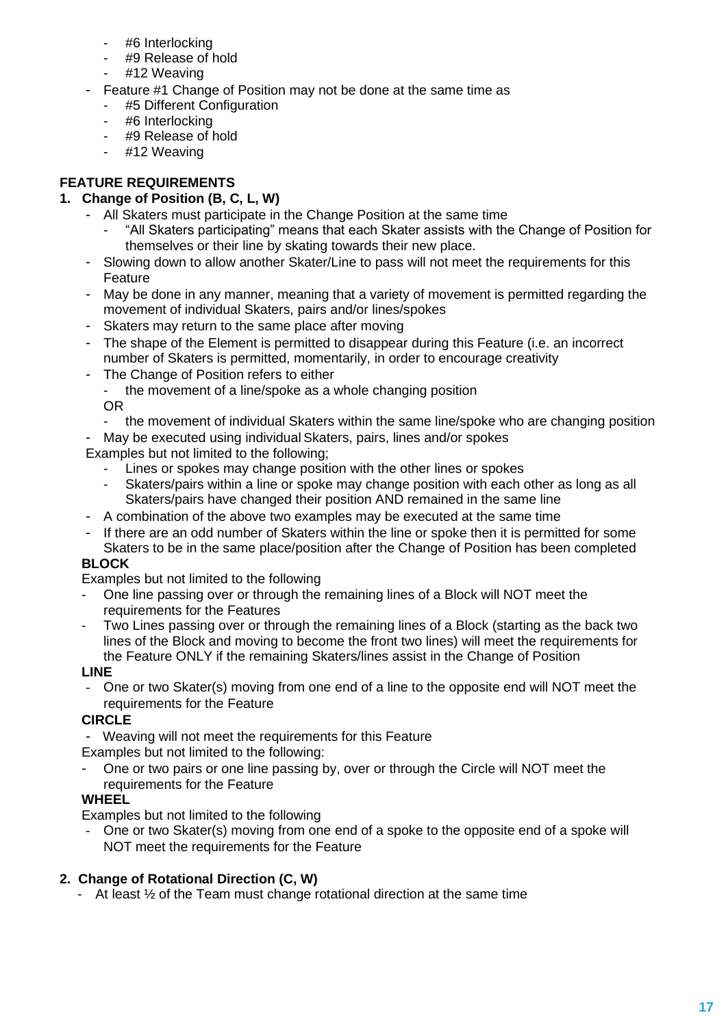- #6 Interlocking
    - #9 Release of hold
    - #12 Weaving
- Feature #1 Change of Position may not be done at the same time as
    - #5 Different Configuration
    - #6 Interlocking
    - #9 Release of hold
    - #12 Weaving

**FEATURE REQUIREMENTS**

**1. Change of Position (B, C, L, W)**

- All Skaters must participate in the Change Position at the same time
    - "All Skaters participating" means that each Skater assists with the Change of Position for themselves or their line by skating towards their new place.
- Slowing down to allow another Skater/Line to pass will not meet the requirements for this Feature
- May be done in any manner, meaning that a variety of movement is permitted regarding the movement of individual Skaters, pairs and/or lines/spokes
- Skaters may return to the same place after moving
- The shape of the Element is permitted to disappear during this Feature (i.e. an incorrect number of Skaters is permitted, momentarily, in order to encourage creativity
- The Change of Position refers to either
    - the movement of a line/spoke as a whole changing position

    OR

    - the movement of individual Skaters within the same line/spoke who are changing position
- May be executed using individual Skaters, pairs, lines and/or spokes

Examples but not limited to the following;

- Lines or spokes may change position with the other lines or spokes
- Skaters/pairs within a line or spoke may change position with each other as long as all Skaters/pairs have changed their position AND remained in the same line

- A combination of the above two examples may be executed at the same time
- If there are an odd number of Skaters within the line or spoke then it is permitted for some Skaters to be in the same place/position after the Change of Position has been completed

**BLOCK**

Examples but not limited to the following

- One line passing over or through the remaining lines of a Block will NOT meet the requirements for the Features
- Two Lines passing over or through the remaining lines of a Block (starting as the back two lines of the Block and moving to become the front two lines) will meet the requirements for the Feature ONLY if the remaining Skaters/lines assist in the Change of Position

**LINE**

- One or two Skater(s) moving from one end of a line to the opposite end will NOT meet the requirements for the Feature

**CIRCLE**

- Weaving will not meet the requirements for this Feature

Examples but not limited to the following:

- One or two pairs or one line passing by, over or through the Circle will NOT meet the requirements for the Feature

**WHEEL**

Examples but not limited to the following

- One or two Skater(s) moving from one end of a spoke to the opposite end of a spoke will NOT meet the requirements for the Feature

**2. Change of Rotational Direction (C, W)**

- At least ½ of the Team must change rotational direction at the same time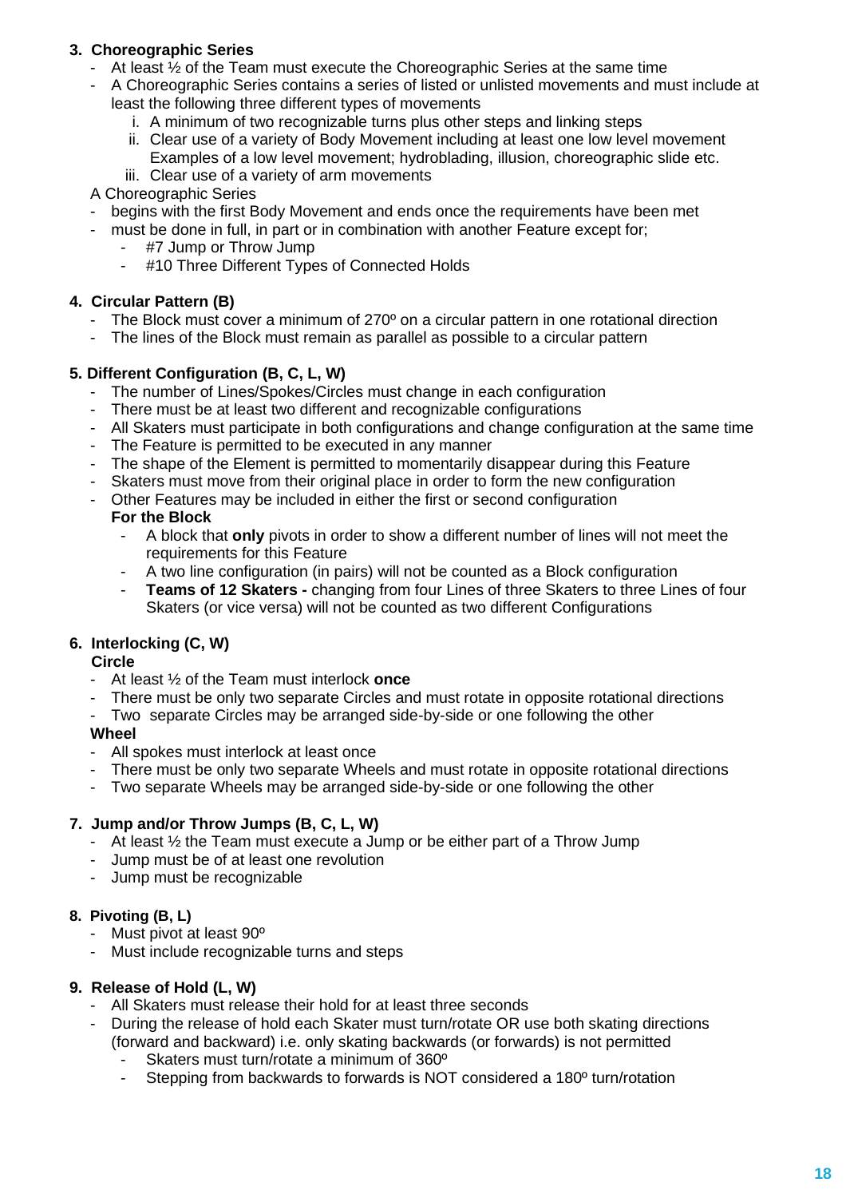**3. Choreographic Series**

- At least ½ of the Team must execute the Choreographic Series at the same time
- A Choreographic Series contains a series of listed or unlisted movements and must include at least the following three different types of movements
  - i. A minimum of two recognizable turns plus other steps and linking steps
  - ii. Clear use of a variety of Body Movement including at least one low level movement Examples of a low level movement; hydroblading, illusion, choreographic slide etc.
  - iii. Clear use of a variety of arm movements

A Choreographic Series

- begins with the first Body Movement and ends once the requirements have been met
- must be done in full, in part or in combination with another Feature except for;
  - #7 Jump or Throw Jump
  - #10 Three Different Types of Connected Holds

**4. Circular Pattern (B)**

- The Block must cover a minimum of 270º on a circular pattern in one rotational direction
- The lines of the Block must remain as parallel as possible to a circular pattern

**5. Different Configuration (B, C, L, W)**

- The number of Lines/Spokes/Circles must change in each configuration
- There must be at least two different and recognizable configurations
- All Skaters must participate in both configurations and change configuration at the same time
- The Feature is permitted to be executed in any manner
- The shape of the Element is permitted to momentarily disappear during this Feature
- Skaters must move from their original place in order to form the new configuration
- Other Features may be included in either the first or second configuration

**For the Block**

- A block that **only** pivots in order to show a different number of lines will not meet the requirements for this Feature
- A two line configuration (in pairs) will not be counted as a Block configuration
- **Teams of 12 Skaters -** changing from four Lines of three Skaters to three Lines of four Skaters (or vice versa) will not be counted as two different Configurations

**6. Interlocking (C, W)**

**Circle**

- At least ½ of the Team must interlock **once**
- There must be only two separate Circles and must rotate in opposite rotational directions
- Two separate Circles may be arranged side-by-side or one following the other

**Wheel**

- All spokes must interlock at least once
- There must be only two separate Wheels and must rotate in opposite rotational directions
- Two separate Wheels may be arranged side-by-side or one following the other

**7. Jump and/or Throw Jumps (B, C, L, W)**

- At least ½ the Team must execute a Jump or be either part of a Throw Jump
- Jump must be of at least one revolution
- Jump must be recognizable

**8. Pivoting (B, L)**

- Must pivot at least 90º
- Must include recognizable turns and steps

**9. Release of Hold (L, W)**

- All Skaters must release their hold for at least three seconds
- During the release of hold each Skater must turn/rotate OR use both skating directions (forward and backward) i.e. only skating backwards (or forwards) is not permitted
  - Skaters must turn/rotate a minimum of 360º
  - Stepping from backwards to forwards is NOT considered a 180º turn/rotation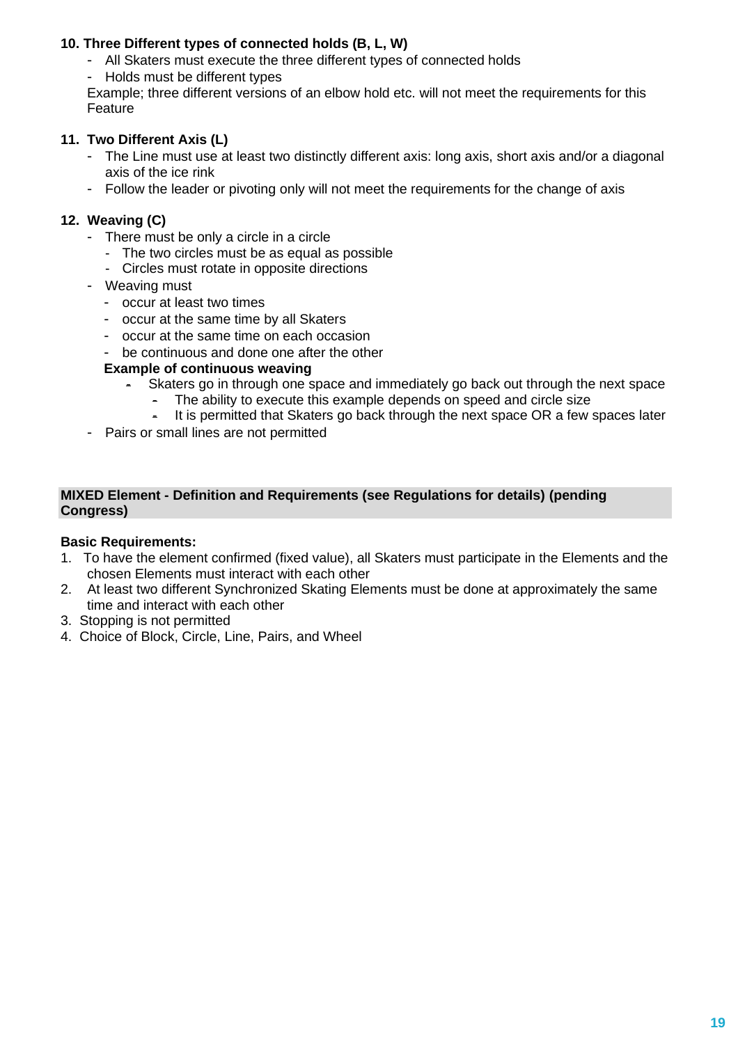**10. Three Different types of connected holds (B, L, W)**

- All Skaters must execute the three different types of connected holds
- Holds must be different types

Example; three different versions of an elbow hold etc. will not meet the requirements for this Feature

**11. Two Different Axis (L)**

- The Line must use at least two distinctly different axis: long axis, short axis and/or a diagonal axis of the ice rink
- Follow the leader or pivoting only will not meet the requirements for the change of axis

**12. Weaving (C)**

- There must be only a circle in a circle
  - The two circles must be as equal as possible
  - Circles must rotate in opposite directions
- Weaving must
  - occur at least two times
  - occur at the same time by all Skaters
  - occur at the same time on each occasion
  - be continuous and done one after the other

  **Example of continuous weaving**

  - Skaters go in through one space and immediately go back out through the next space
    - The ability to execute this example depends on speed and circle size
    - It is permitted that Skaters go back through the next space OR a few spaces later
- Pairs or small lines are not permitted

**MIXED Element - Definition and Requirements (see Regulations for details) (pending Congress)**

**Basic Requirements:**

1. To have the element confirmed (fixed value), all Skaters must participate in the Elements and the chosen Elements must interact with each other
2. At least two different Synchronized Skating Elements must be done at approximately the same time and interact with each other
3. Stopping is not permitted
4. Choice of Block, Circle, Line, Pairs, and Wheel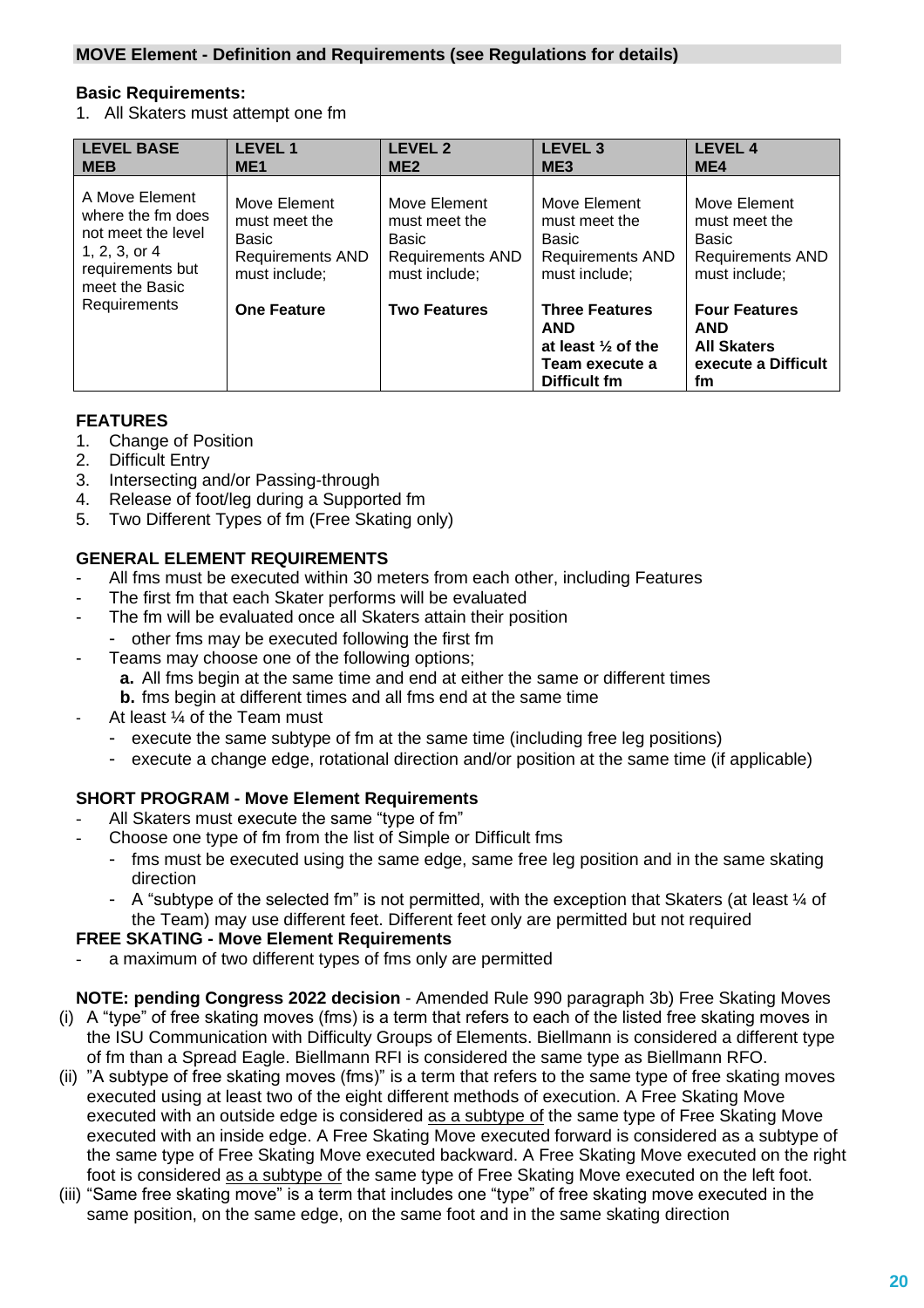## MOVE Element - Definition and Requirements (see Regulations for details)

**Basic Requirements:**

1. All Skaters must attempt one fm

| LEVEL BASE MEB | LEVEL 1 ME1 | LEVEL 2 ME2 | LEVEL 3 ME3 | LEVEL 4 ME4 |
|---|---|---|---|---|
| A Move Element where the fm does not meet the level 1, 2, 3, or 4 requirements but meet the Basic Requirements | Move Element must meet the Basic Requirements AND must include; **One Feature** | Move Element must meet the Basic Requirements AND must include; **Two Features** | Move Element must meet the Basic Requirements AND must include; **Three Features AND at least ½ of the Team execute a Difficult fm** | Move Element must meet the Basic Requirements AND must include; **Four Features AND All Skaters execute a Difficult fm** |

**FEATURES**

1. Change of Position
2. Difficult Entry
3. Intersecting and/or Passing-through
4. Release of foot/leg during a Supported fm
5. Two Different Types of fm (Free Skating only)

**GENERAL ELEMENT REQUIREMENTS**

- All fms must be executed within 30 meters from each other, including Features
- The first fm that each Skater performs will be evaluated
- The fm will be evaluated once all Skaters attain their position
  - other fms may be executed following the first fm
- Teams may choose one of the following options;
  - **a.** All fms begin at the same time and end at either the same or different times
  - **b.** fms begin at different times and all fms end at the same time
- At least ¼ of the Team must
  - execute the same subtype of fm at the same time (including free leg positions)
  - execute a change edge, rotational direction and/or position at the same time (if applicable)

**SHORT PROGRAM - Move Element Requirements**

- All Skaters must execute the same "type of fm"
- Choose one type of fm from the list of Simple or Difficult fms
  - fms must be executed using the same edge, same free leg position and in the same skating direction
  - A "subtype of the selected fm" is not permitted, with the exception that Skaters (at least ¼ of the Team) may use different feet. Different feet only are permitted but not required

**FREE SKATING - Move Element Requirements**

- a maximum of two different types of fms only are permitted

**NOTE: pending Congress 2022 decision** - Amended Rule 990 paragraph 3b) Free Skating Moves

(i) A "type" of free skating moves (fms) is a term that refers to each of the listed free skating moves in the ISU Communication with Difficulty Groups of Elements. Biellmann is considered a different type of fm than a Spread Eagle. Biellmann RFI is considered the same type as Biellmann RFO.

(ii) "A subtype of free skating moves (fms)" is a term that refers to the same type of free skating moves executed using at least two of the eight different methods of execution. A Free Skating Move executed with an outside edge is considered <u>as a subtype of</u> the same type of Free Skating Move executed with an inside edge. A Free Skating Move executed forward is considered as a subtype of the same type of Free Skating Move executed backward. A Free Skating Move executed on the right foot is considered <u>as a subtype of</u> the same type of Free Skating Move executed on the left foot.

(iii) "Same free skating move" is a term that includes one "type" of free skating move executed in the same position, on the same edge, on the same foot and in the same skating direction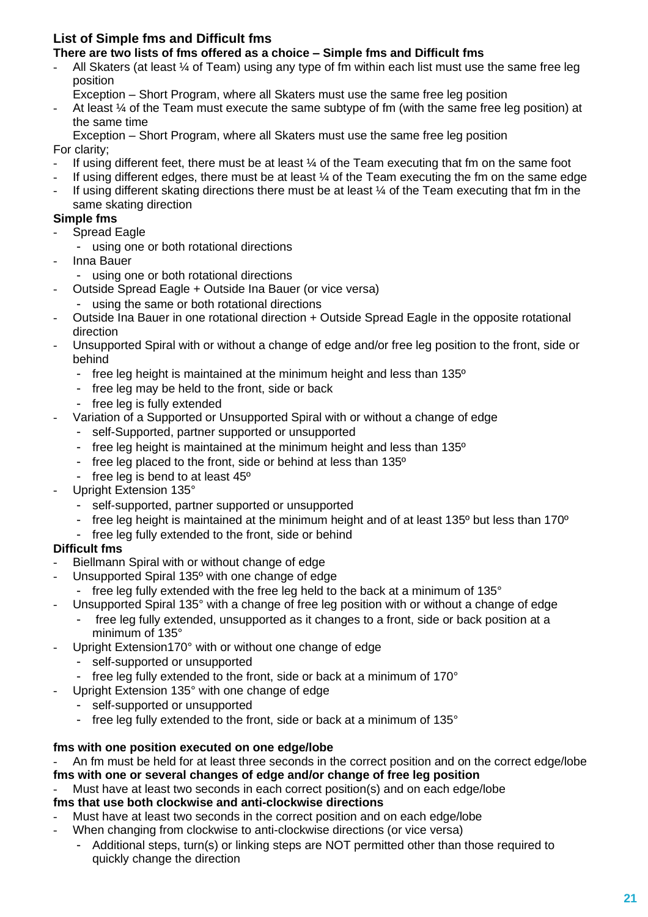### List of Simple fms and Difficult fms

**There are two lists of fms offered as a choice – Simple fms and Difficult fms**

- All Skaters (at least ¼ of Team) using any type of fm within each list must use the same free leg position

  Exception – Short Program, where all Skaters must use the same free leg position
- At least ¼ of the Team must execute the same subtype of fm (with the same free leg position) at the same time

  Exception – Short Program, where all Skaters must use the same free leg position

For clarity;

- If using different feet, there must be at least ¼ of the Team executing that fm on the same foot
- If using different edges, there must be at least ¼ of the Team executing the fm on the same edge
- If using different skating directions there must be at least ¼ of the Team executing that fm in the same skating direction

**Simple fms**

- Spread Eagle
  - using one or both rotational directions
- Inna Bauer
  - using one or both rotational directions
- Outside Spread Eagle + Outside Ina Bauer (or vice versa)
  - using the same or both rotational directions
- Outside Ina Bauer in one rotational direction + Outside Spread Eagle in the opposite rotational direction
- Unsupported Spiral with or without a change of edge and/or free leg position to the front, side or behind
  - free leg height is maintained at the minimum height and less than 135º
  - free leg may be held to the front, side or back
  - free leg is fully extended
- Variation of a Supported or Unsupported Spiral with or without a change of edge
  - self-Supported, partner supported or unsupported
  - free leg height is maintained at the minimum height and less than 135º
  - free leg placed to the front, side or behind at less than 135º
  - free leg is bend to at least 45º
- Upright Extension 135°
  - self-supported, partner supported or unsupported
  - free leg height is maintained at the minimum height and of at least 135º but less than 170º
  - free leg fully extended to the front, side or behind

**Difficult fms**

- Biellmann Spiral with or without change of edge
- Unsupported Spiral 135º with one change of edge
  - free leg fully extended with the free leg held to the back at a minimum of 135°
- Unsupported Spiral 135° with a change of free leg position with or without a change of edge
  - free leg fully extended, unsupported as it changes to a front, side or back position at a minimum of 135°
- Upright Extension170° with or without one change of edge
  - self-supported or unsupported
  - free leg fully extended to the front, side or back at a minimum of 170°
- Upright Extension 135° with one change of edge
  - self-supported or unsupported
  - free leg fully extended to the front, side or back at a minimum of 135°

**fms with one position executed on one edge/lobe**

- An fm must be held for at least three seconds in the correct position and on the correct edge/lobe

**fms with one or several changes of edge and/or change of free leg position**

- Must have at least two seconds in each correct position(s) and on each edge/lobe

**fms that use both clockwise and anti-clockwise directions**

- Must have at least two seconds in the correct position and on each edge/lobe
- When changing from clockwise to anti-clockwise directions (or vice versa)
  - Additional steps, turn(s) or linking steps are NOT permitted other than those required to quickly change the direction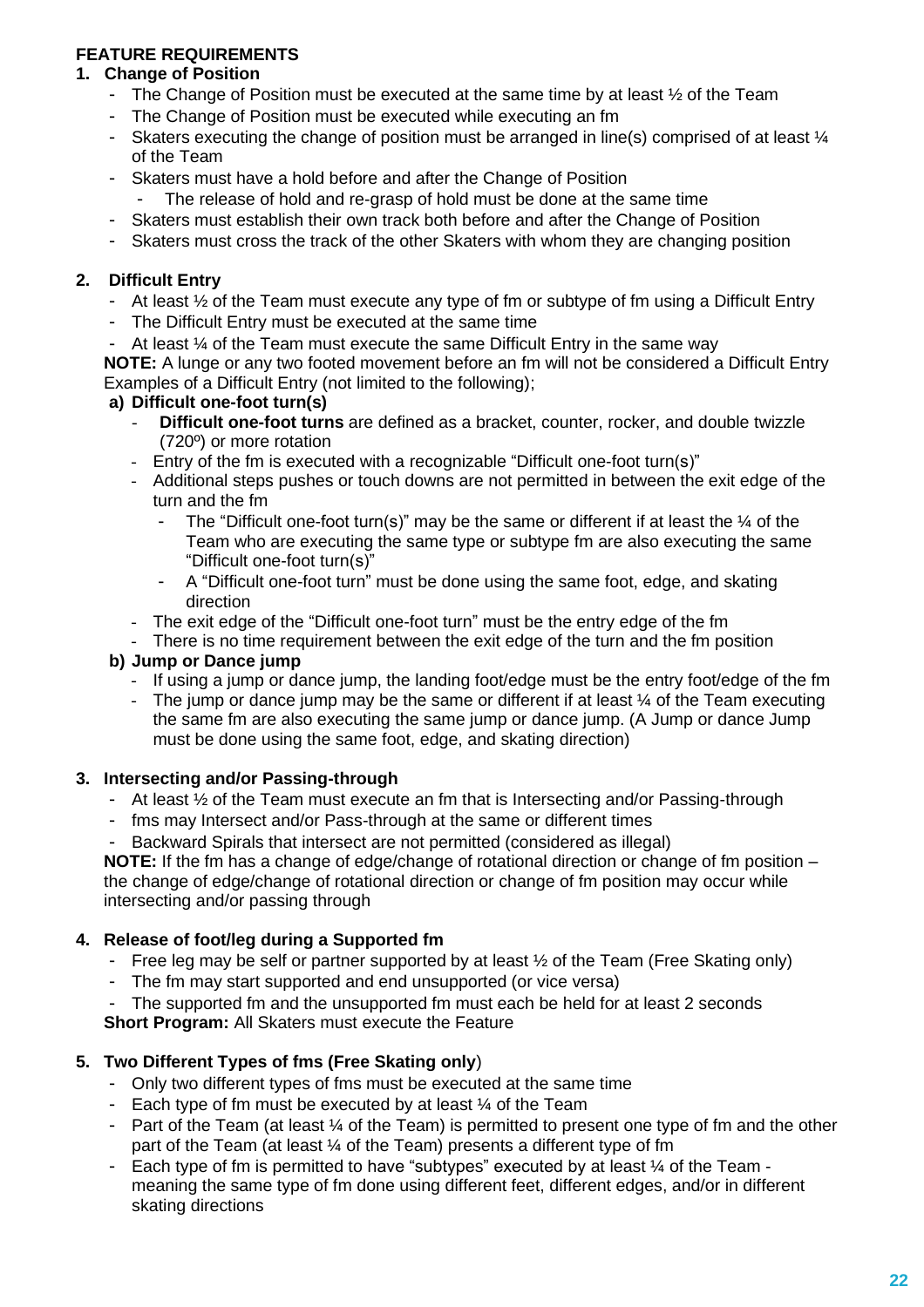**FEATURE REQUIREMENTS**

**1. Change of Position**

- The Change of Position must be executed at the same time by at least ½ of the Team
- The Change of Position must be executed while executing an fm
- Skaters executing the change of position must be arranged in line(s) comprised of at least ¼ of the Team
- Skaters must have a hold before and after the Change of Position
  - The release of hold and re-grasp of hold must be done at the same time
- Skaters must establish their own track both before and after the Change of Position
- Skaters must cross the track of the other Skaters with whom they are changing position

**2. Difficult Entry**

- At least ½ of the Team must execute any type of fm or subtype of fm using a Difficult Entry
- The Difficult Entry must be executed at the same time
- At least ¼ of the Team must execute the same Difficult Entry in the same way

**NOTE:** A lunge or any two footed movement before an fm will not be considered a Difficult Entry

Examples of a Difficult Entry (not limited to the following);

**a) Difficult one-foot turn(s)**

- **Difficult one-foot turns** are defined as a bracket, counter, rocker, and double twizzle (720º) or more rotation
- Entry of the fm is executed with a recognizable "Difficult one-foot turn(s)"
- Additional steps pushes or touch downs are not permitted in between the exit edge of the turn and the fm
  - The "Difficult one-foot turn(s)" may be the same or different if at least the ¼ of the Team who are executing the same type or subtype fm are also executing the same "Difficult one-foot turn(s)"
  - A "Difficult one-foot turn" must be done using the same foot, edge, and skating direction
- The exit edge of the "Difficult one-foot turn" must be the entry edge of the fm
- There is no time requirement between the exit edge of the turn and the fm position

**b) Jump or Dance jump**

- If using a jump or dance jump, the landing foot/edge must be the entry foot/edge of the fm
- The jump or dance jump may be the same or different if at least ¼ of the Team executing the same fm are also executing the same jump or dance jump. (A Jump or dance Jump must be done using the same foot, edge, and skating direction)

**3. Intersecting and/or Passing-through**

- At least ½ of the Team must execute an fm that is Intersecting and/or Passing-through
- fms may Intersect and/or Pass-through at the same or different times
- Backward Spirals that intersect are not permitted (considered as illegal)

**NOTE:** If the fm has a change of edge/change of rotational direction or change of fm position – the change of edge/change of rotational direction or change of fm position may occur while intersecting and/or passing through

**4. Release of foot/leg during a Supported fm**

- Free leg may be self or partner supported by at least ½ of the Team (Free Skating only)
- The fm may start supported and end unsupported (or vice versa)
- The supported fm and the unsupported fm must each be held for at least 2 seconds

**Short Program:** All Skaters must execute the Feature

**5. Two Different Types of fms (Free Skating only)**

- Only two different types of fms must be executed at the same time
- Each type of fm must be executed by at least ¼ of the Team
- Part of the Team (at least ¼ of the Team) is permitted to present one type of fm and the other part of the Team (at least ¼ of the Team) presents a different type of fm
- Each type of fm is permitted to have "subtypes" executed by at least ¼ of the Team - meaning the same type of fm done using different feet, different edges, and/or in different skating directions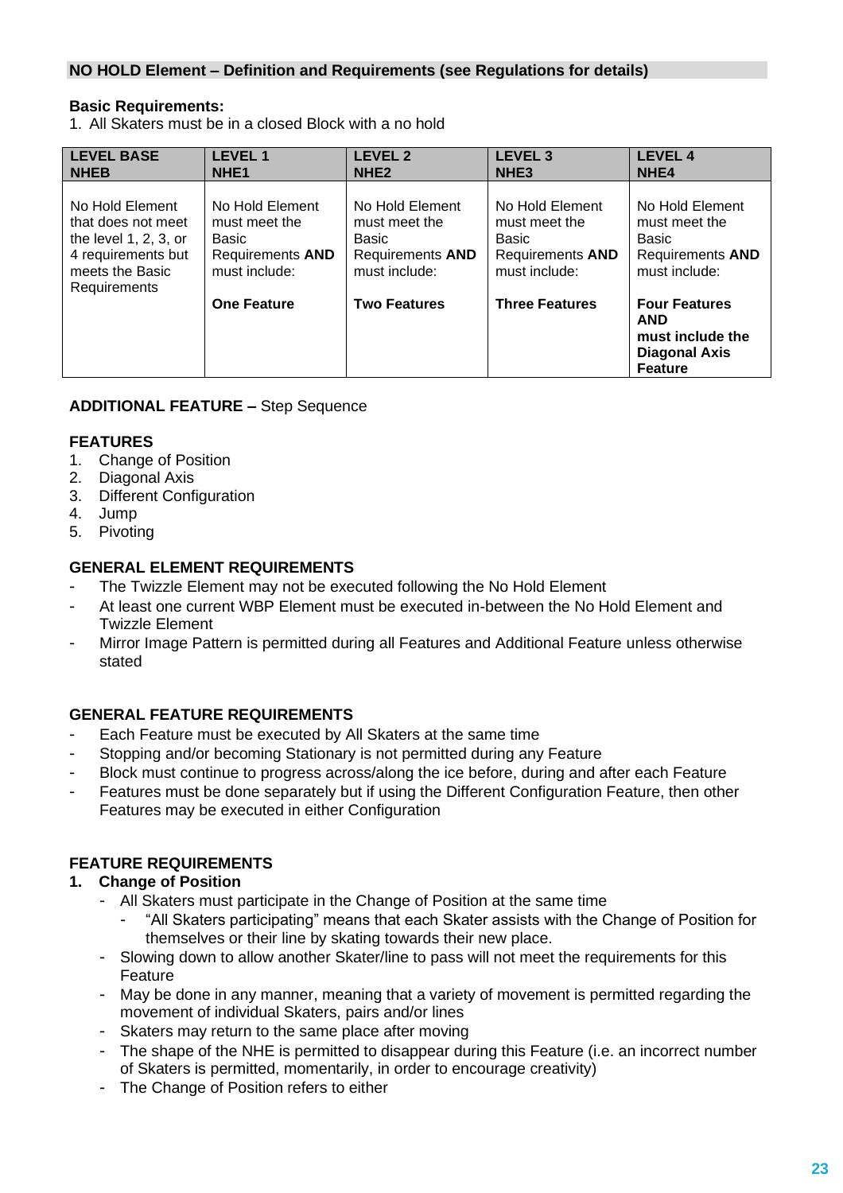## NO HOLD Element – Definition and Requirements (see Regulations for details)

**Basic Requirements:**

1. All Skaters must be in a closed Block with a no hold

| **LEVEL BASE NHEB** | **LEVEL 1 NHE1** | **LEVEL 2 NHE2** | **LEVEL 3 NHE3** | **LEVEL 4 NHE4** |
|---|---|---|---|---|
| No Hold Element that does not meet the level 1, 2, 3, or 4 requirements but meets the Basic Requirements | No Hold Element must meet the Basic Requirements **AND** must include:<br><br>**One Feature** | No Hold Element must meet the Basic Requirements **AND** must include:<br><br>**Two Features** | No Hold Element must meet the Basic Requirements **AND** must include:<br><br>**Three Features** | No Hold Element must meet the Basic Requirements **AND** must include:<br><br>**Four Features AND must include the Diagonal Axis Feature** |

**ADDITIONAL FEATURE –** Step Sequence

### FEATURES

1. Change of Position
2. Diagonal Axis
3. Different Configuration
4. Jump
5. Pivoting

### GENERAL ELEMENT REQUIREMENTS

- The Twizzle Element may not be executed following the No Hold Element
- At least one current WBP Element must be executed in-between the No Hold Element and Twizzle Element
- Mirror Image Pattern is permitted during all Features and Additional Feature unless otherwise stated

### GENERAL FEATURE REQUIREMENTS

- Each Feature must be executed by All Skaters at the same time
- Stopping and/or becoming Stationary is not permitted during any Feature
- Block must continue to progress across/along the ice before, during and after each Feature
- Features must be done separately but if using the Different Configuration Feature, then other Features may be executed in either Configuration

### FEATURE REQUIREMENTS

**1. Change of Position**

- All Skaters must participate in the Change of Position at the same time
  - "All Skaters participating" means that each Skater assists with the Change of Position for themselves or their line by skating towards their new place.
- Slowing down to allow another Skater/line to pass will not meet the requirements for this Feature
- May be done in any manner, meaning that a variety of movement is permitted regarding the movement of individual Skaters, pairs and/or lines
- Skaters may return to the same place after moving
- The shape of the NHE is permitted to disappear during this Feature (i.e. an incorrect number of Skaters is permitted, momentarily, in order to encourage creativity)
- The Change of Position refers to either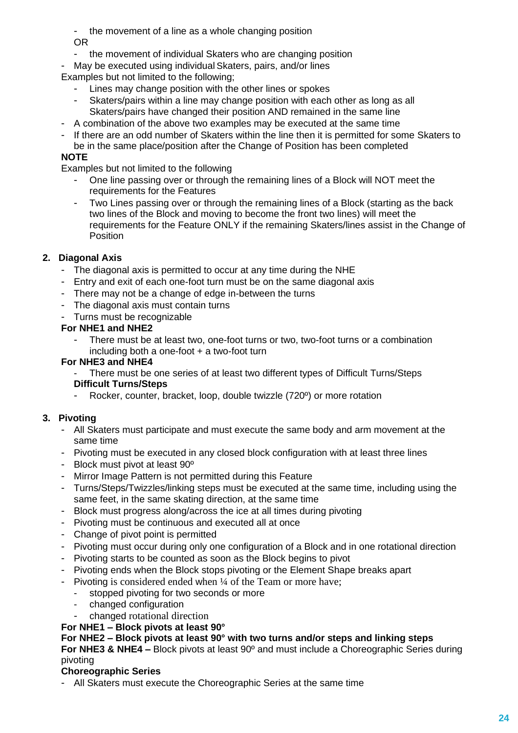- the movement of a line as a whole changing position

  OR

  - the movement of individual Skaters who are changing position
- May be executed using individual Skaters, pairs, and/or lines

Examples but not limited to the following;

  - Lines may change position with the other lines or spokes
  - Skaters/pairs within a line may change position with each other as long as all Skaters/pairs have changed their position AND remained in the same line
- A combination of the above two examples may be executed at the same time
- If there are an odd number of Skaters within the line then it is permitted for some Skaters to be in the same place/position after the Change of Position has been completed

**NOTE**

Examples but not limited to the following

  - One line passing over or through the remaining lines of a Block will NOT meet the requirements for the Features
  - Two Lines passing over or through the remaining lines of a Block (starting as the back two lines of the Block and moving to become the front two lines) will meet the requirements for the Feature ONLY if the remaining Skaters/lines assist in the Change of Position

**2. Diagonal Axis**

- The diagonal axis is permitted to occur at any time during the NHE
- Entry and exit of each one-foot turn must be on the same diagonal axis
- There may not be a change of edge in-between the turns
- The diagonal axis must contain turns
- Turns must be recognizable

**For NHE1 and NHE2**

  - There must be at least two, one-foot turns or two, two-foot turns or a combination including both a one-foot + a two-foot turn

**For NHE3 and NHE4**

  - There must be one series of at least two different types of Difficult Turns/Steps

**Difficult Turns/Steps**

  - Rocker, counter, bracket, loop, double twizzle (720º) or more rotation

**3. Pivoting**

- All Skaters must participate and must execute the same body and arm movement at the same time
- Pivoting must be executed in any closed block configuration with at least three lines
- Block must pivot at least 90º
- Mirror Image Pattern is not permitted during this Feature
- Turns/Steps/Twizzles/linking steps must be executed at the same time, including using the same feet, in the same skating direction, at the same time
- Block must progress along/across the ice at all times during pivoting
- Pivoting must be continuous and executed all at once
- Change of pivot point is permitted
- Pivoting must occur during only one configuration of a Block and in one rotational direction
- Pivoting starts to be counted as soon as the Block begins to pivot
- Pivoting ends when the Block stops pivoting or the Element Shape breaks apart
- Pivoting is considered ended when ¼ of the Team or more have;
  - stopped pivoting for two seconds or more
  - changed configuration
  - changed rotational direction

**For NHE1 – Block pivots at least 90°**

**For NHE2 – Block pivots at least 90° with two turns and/or steps and linking steps**

**For NHE3 & NHE4 –** Block pivots at least 90º and must include a Choreographic Series during pivoting

**Choreographic Series**

- All Skaters must execute the Choreographic Series at the same time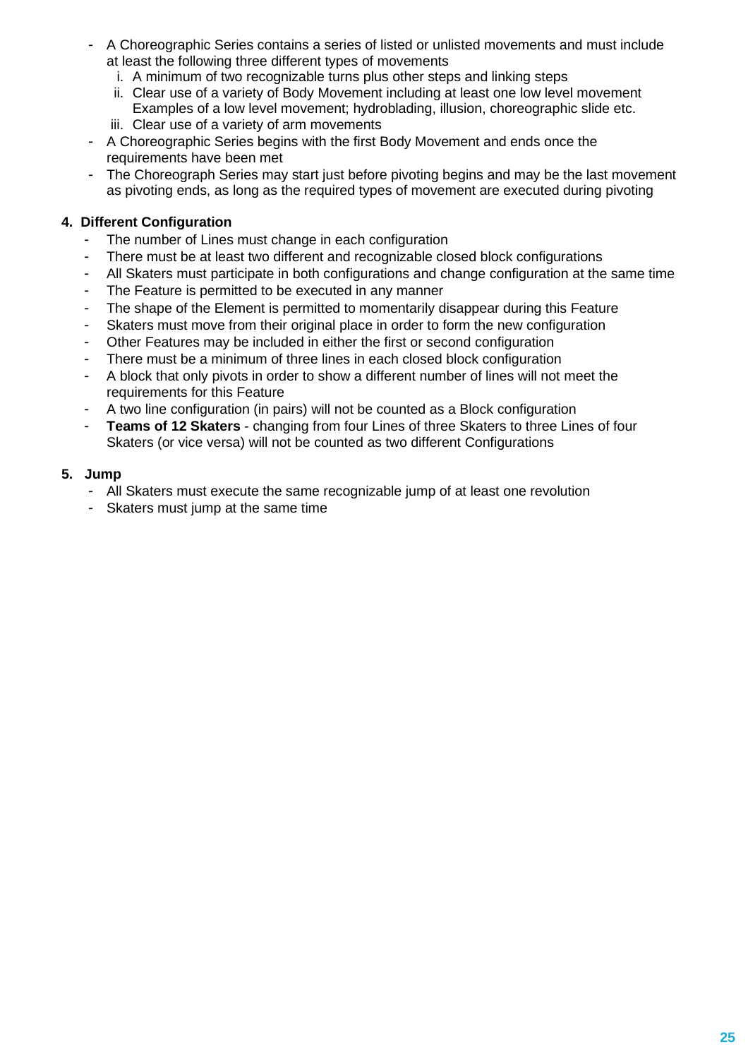- A Choreographic Series contains a series of listed or unlisted movements and must include at least the following three different types of movements
    i. A minimum of two recognizable turns plus other steps and linking steps
    ii. Clear use of a variety of Body Movement including at least one low level movement Examples of a low level movement; hydroblading, illusion, choreographic slide etc.
    iii. Clear use of a variety of arm movements
- A Choreographic Series begins with the first Body Movement and ends once the requirements have been met
- The Choreograph Series may start just before pivoting begins and may be the last movement as pivoting ends, as long as the required types of movement are executed during pivoting

#### 4. Different Configuration

- The number of Lines must change in each configuration
- There must be at least two different and recognizable closed block configurations
- All Skaters must participate in both configurations and change configuration at the same time
- The Feature is permitted to be executed in any manner
- The shape of the Element is permitted to momentarily disappear during this Feature
- Skaters must move from their original place in order to form the new configuration
- Other Features may be included in either the first or second configuration
- There must be a minimum of three lines in each closed block configuration
- A block that only pivots in order to show a different number of lines will not meet the requirements for this Feature
- A two line configuration (in pairs) will not be counted as a Block configuration
- **Teams of 12 Skaters** - changing from four Lines of three Skaters to three Lines of four Skaters (or vice versa) will not be counted as two different Configurations

#### 5. Jump

- All Skaters must execute the same recognizable jump of at least one revolution
- Skaters must jump at the same time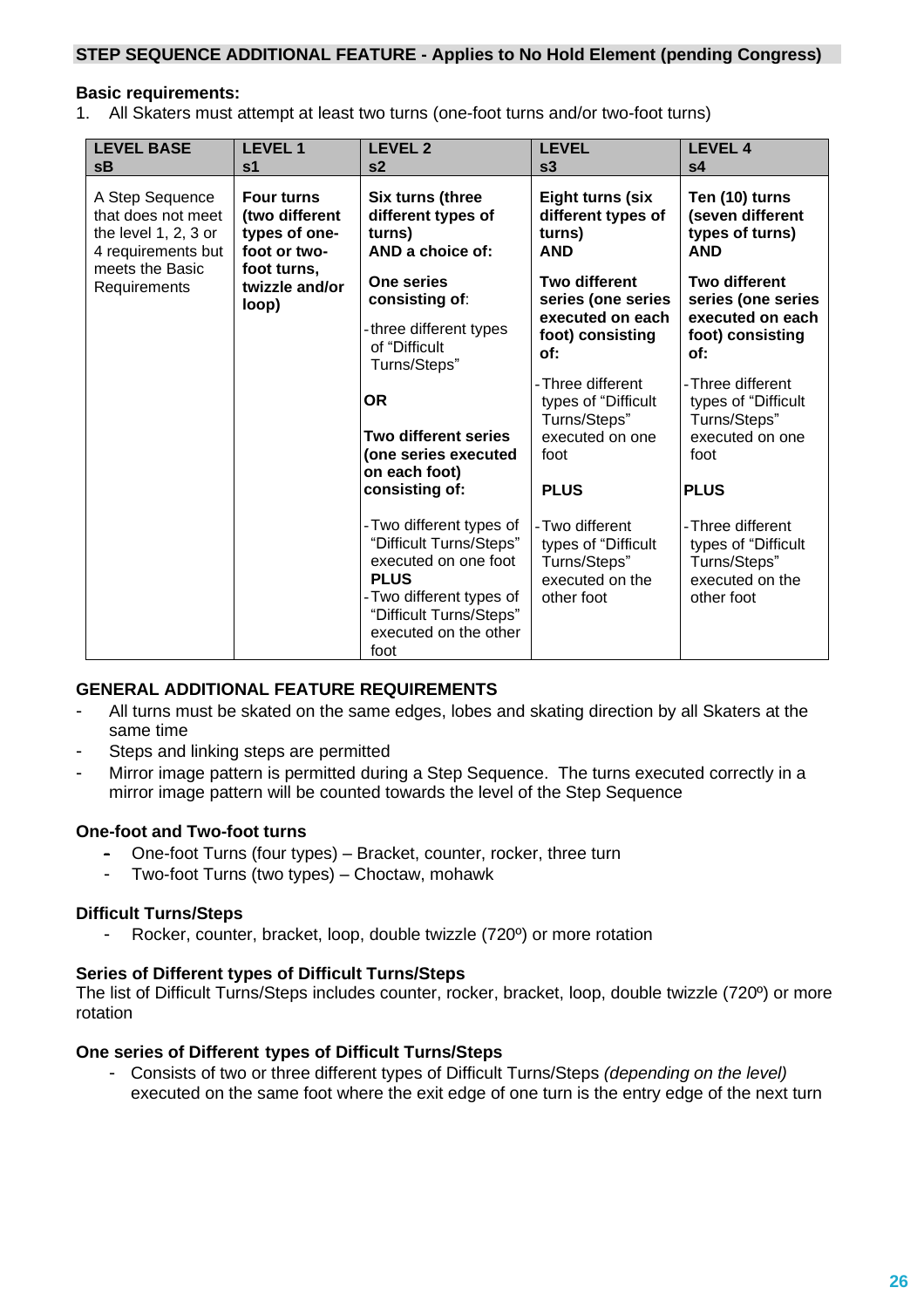## STEP SEQUENCE ADDITIONAL FEATURE - Applies to No Hold Element (pending Congress)

**Basic requirements:**

1. All Skaters must attempt at least two turns (one-foot turns and/or two-foot turns)

| LEVEL BASE sB | LEVEL 1 s1 | LEVEL 2 s2 | LEVEL s3 | LEVEL 4 s4 |
|---|---|---|---|---|
| A Step Sequence that does not meet the level 1, 2, 3 or 4 requirements but meets the Basic Requirements | **Four turns (two different types of one-foot or two-foot turns, twizzle and/or loop)** | **Six turns (three different types of turns) AND a choice of:** **One series consisting of**: -three different types of "Difficult Turns/Steps" **OR** **Two different series (one series executed on each foot) consisting of:** -Two different types of "Difficult Turns/Steps" executed on one foot **PLUS** -Two different types of "Difficult Turns/Steps" executed on the other foot | **Eight turns (six different types of turns) AND** **Two different series (one series executed on each foot) consisting of:** -Three different types of "Difficult Turns/Steps" executed on one foot **PLUS** -Two different types of "Difficult Turns/Steps" executed on the other foot | **Ten (10) turns (seven different types of turns) AND** **Two different series (one series executed on each foot) consisting of:** -Three different types of "Difficult Turns/Steps" executed on one foot **PLUS** -Three different types of "Difficult Turns/Steps" executed on the other foot |

### GENERAL ADDITIONAL FEATURE REQUIREMENTS

- All turns must be skated on the same edges, lobes and skating direction by all Skaters at the same time
- Steps and linking steps are permitted
- Mirror image pattern is permitted during a Step Sequence. The turns executed correctly in a mirror image pattern will be counted towards the level of the Step Sequence

### One-foot and Two-foot turns

- One-foot Turns (four types) – Bracket, counter, rocker, three turn
- Two-foot Turns (two types) – Choctaw, mohawk

### Difficult Turns/Steps

- Rocker, counter, bracket, loop, double twizzle (720º) or more rotation

### Series of Different types of Difficult Turns/Steps

The list of Difficult Turns/Steps includes counter, rocker, bracket, loop, double twizzle (720º) or more rotation

### One series of Different types of Difficult Turns/Steps

- Consists of two or three different types of Difficult Turns/Steps *(depending on the level)* executed on the same foot where the exit edge of one turn is the entry edge of the next turn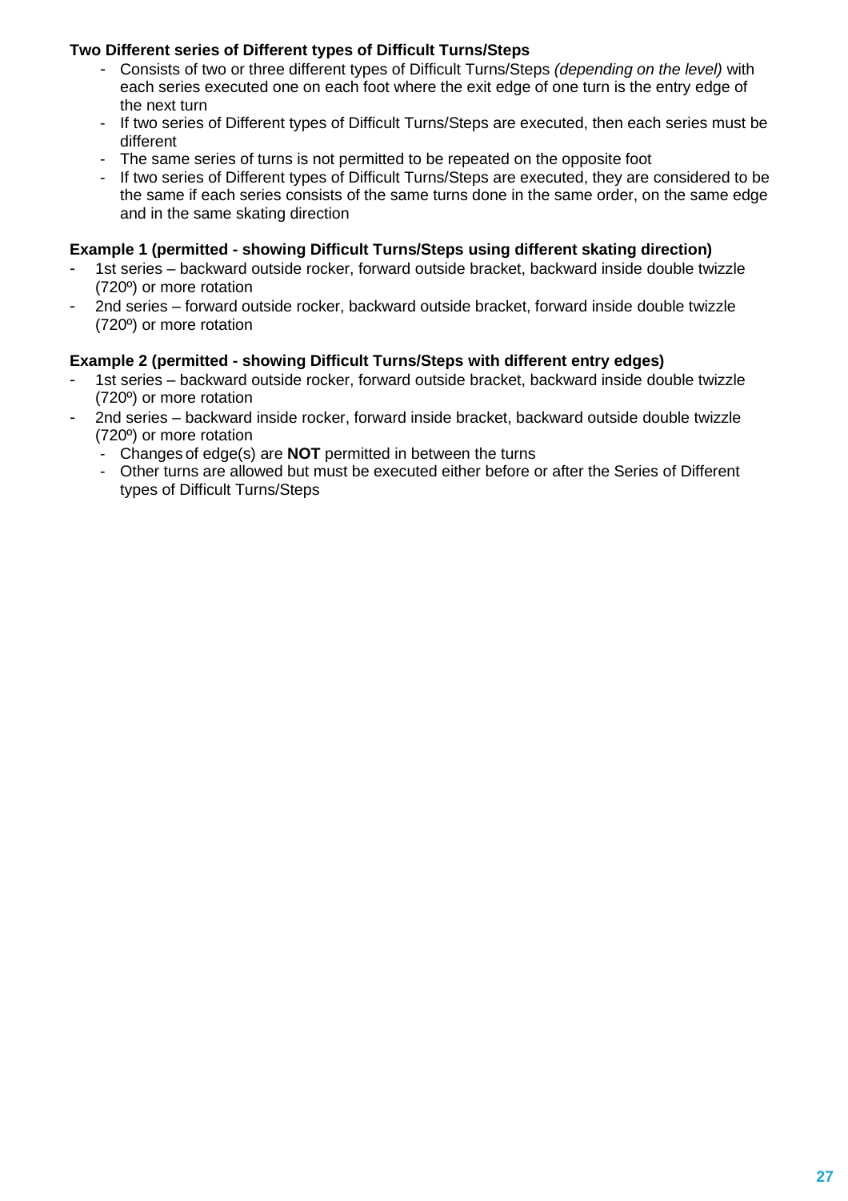**Two Different series of Different types of Difficult Turns/Steps**

- Consists of two or three different types of Difficult Turns/Steps *(depending on the level)* with each series executed one on each foot where the exit edge of one turn is the entry edge of the next turn
- If two series of Different types of Difficult Turns/Steps are executed, then each series must be different
- The same series of turns is not permitted to be repeated on the opposite foot
- If two series of Different types of Difficult Turns/Steps are executed, they are considered to be the same if each series consists of the same turns done in the same order, on the same edge and in the same skating direction

**Example 1 (permitted - showing Difficult Turns/Steps using different skating direction)**

- 1st series – backward outside rocker, forward outside bracket, backward inside double twizzle (720º) or more rotation
- 2nd series – forward outside rocker, backward outside bracket, forward inside double twizzle (720º) or more rotation

**Example 2 (permitted - showing Difficult Turns/Steps with different entry edges)**

- 1st series – backward outside rocker, forward outside bracket, backward inside double twizzle (720º) or more rotation
- 2nd series – backward inside rocker, forward inside bracket, backward outside double twizzle (720º) or more rotation
  - Changes of edge(s) are **NOT** permitted in between the turns
  - Other turns are allowed but must be executed either before or after the Series of Different types of Difficult Turns/Steps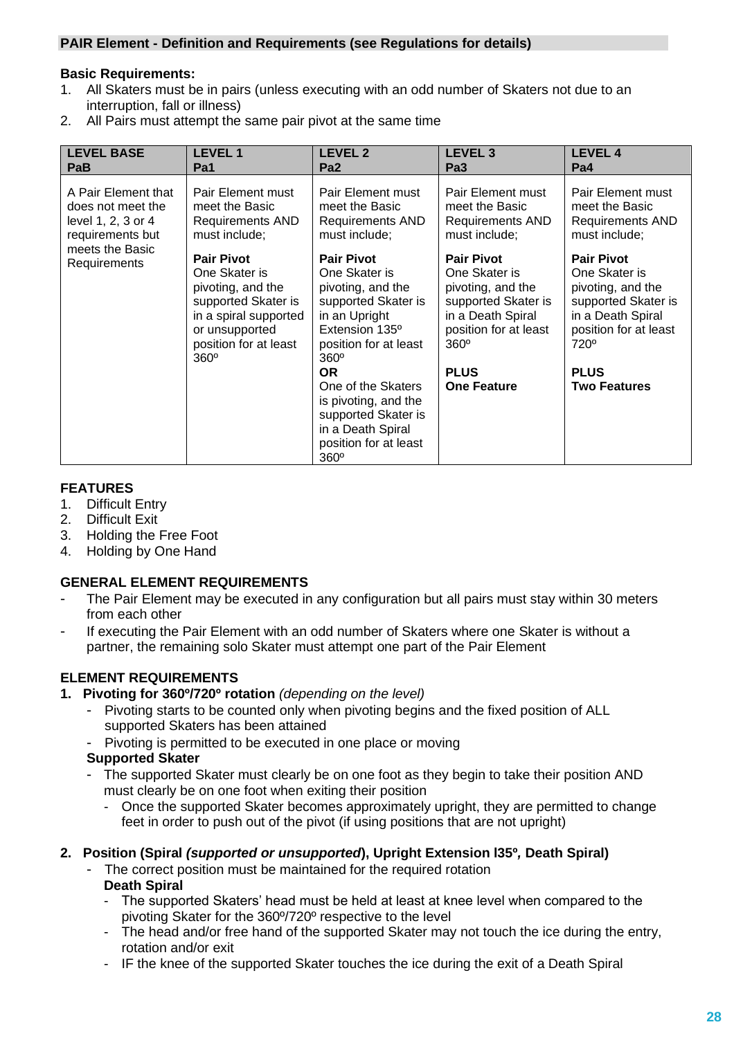## PAIR Element - Definition and Requirements (see Regulations for details)

**Basic Requirements:**

1. All Skaters must be in pairs (unless executing with an odd number of Skaters not due to an interruption, fall or illness)
2. All Pairs must attempt the same pair pivot at the same time

| LEVEL BASE PaB | LEVEL 1 Pa1 | LEVEL 2 Pa2 | LEVEL 3 Pa3 | LEVEL 4 Pa4 |
|---|---|---|---|---|
| A Pair Element that does not meet the level 1, 2, 3 or 4 requirements but meets the Basic Requirements | Pair Element must meet the Basic Requirements AND must include;<br><br>**Pair Pivot**<br>One Skater is pivoting, and the supported Skater is in a spiral supported or unsupported position for at least 360º | Pair Element must meet the Basic Requirements AND must include;<br><br>**Pair Pivot**<br>One Skater is pivoting, and the supported Skater is in an Upright Extension 135º position for at least 360º<br>**OR**<br>One of the Skaters is pivoting, and the supported Skater is in a Death Spiral position for at least 360º | Pair Element must meet the Basic Requirements AND must include;<br><br>**Pair Pivot**<br>One Skater is pivoting, and the supported Skater is in a Death Spiral position for at least 360º<br><br>**PLUS**<br>**One Feature** | Pair Element must meet the Basic Requirements AND must include;<br><br>**Pair Pivot**<br>One Skater is pivoting, and the supported Skater is in a Death Spiral position for at least 720º<br><br>**PLUS**<br>**Two Features** |

**FEATURES**

1. Difficult Entry
2. Difficult Exit
3. Holding the Free Foot
4. Holding by One Hand

**GENERAL ELEMENT REQUIREMENTS**

- The Pair Element may be executed in any configuration but all pairs must stay within 30 meters from each other
- If executing the Pair Element with an odd number of Skaters where one Skater is without a partner, the remaining solo Skater must attempt one part of the Pair Element

**ELEMENT REQUIREMENTS**

**1. Pivoting for 360º/720º rotation** *(depending on the level)*

- Pivoting starts to be counted only when pivoting begins and the fixed position of ALL supported Skaters has been attained
- Pivoting is permitted to be executed in one place or moving

**Supported Skater**

- The supported Skater must clearly be on one foot as they begin to take their position AND must clearly be on one foot when exiting their position
  - Once the supported Skater becomes approximately upright, they are permitted to change feet in order to push out of the pivot (if using positions that are not upright)

**2. Position (Spiral *(supported or unsupported*), Upright Extension l35º*,* Death Spiral)**

- The correct position must be maintained for the required rotation

**Death Spiral**

- The supported Skaters' head must be held at least at knee level when compared to the pivoting Skater for the 360º/720º respective to the level
- The head and/or free hand of the supported Skater may not touch the ice during the entry, rotation and/or exit
- IF the knee of the supported Skater touches the ice during the exit of a Death Spiral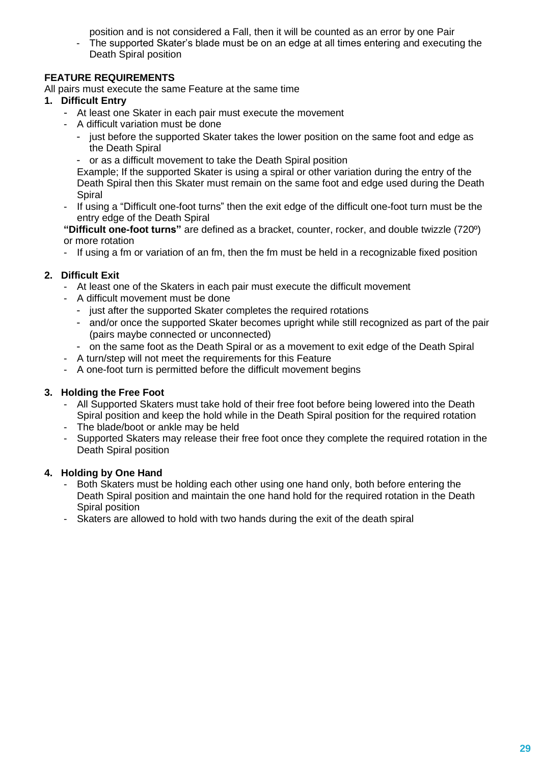position and is not considered a Fall, then it will be counted as an error by one Pair

- The supported Skater's blade must be on an edge at all times entering and executing the Death Spiral position

**FEATURE REQUIREMENTS**

All pairs must execute the same Feature at the same time

**1. Difficult Entry**

- At least one Skater in each pair must execute the movement
- A difficult variation must be done
  - just before the supported Skater takes the lower position on the same foot and edge as the Death Spiral
  - or as a difficult movement to take the Death Spiral position

  Example; If the supported Skater is using a spiral or other variation during the entry of the Death Spiral then this Skater must remain on the same foot and edge used during the Death Spiral
- If using a "Difficult one-foot turns" then the exit edge of the difficult one-foot turn must be the entry edge of the Death Spiral

**"Difficult one-foot turns"** are defined as a bracket, counter, rocker, and double twizzle (720º) or more rotation

- If using a fm or variation of an fm, then the fm must be held in a recognizable fixed position

**2. Difficult Exit**

- At least one of the Skaters in each pair must execute the difficult movement
- A difficult movement must be done
  - just after the supported Skater completes the required rotations
  - and/or once the supported Skater becomes upright while still recognized as part of the pair (pairs maybe connected or unconnected)
  - on the same foot as the Death Spiral or as a movement to exit edge of the Death Spiral
- A turn/step will not meet the requirements for this Feature
- A one-foot turn is permitted before the difficult movement begins

**3. Holding the Free Foot**

- All Supported Skaters must take hold of their free foot before being lowered into the Death Spiral position and keep the hold while in the Death Spiral position for the required rotation
- The blade/boot or ankle may be held
- Supported Skaters may release their free foot once they complete the required rotation in the Death Spiral position

**4. Holding by One Hand**

- Both Skaters must be holding each other using one hand only, both before entering the Death Spiral position and maintain the one hand hold for the required rotation in the Death Spiral position
- Skaters are allowed to hold with two hands during the exit of the death spiral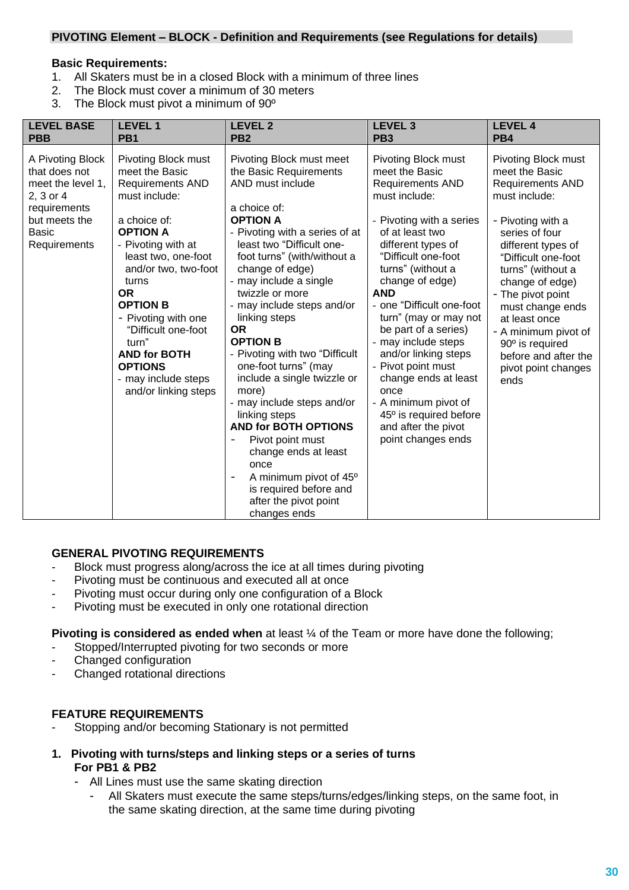## PIVOTING Element – BLOCK - Definition and Requirements (see Regulations for details)

**Basic Requirements:**

1. All Skaters must be in a closed Block with a minimum of three lines
2. The Block must cover a minimum of 30 meters
3. The Block must pivot a minimum of 90º

| LEVEL BASE PBB | LEVEL 1 PB1 | LEVEL 2 PB2 | LEVEL 3 PB3 | LEVEL 4 PB4 |
|---|---|---|---|---|
| A Pivoting Block that does not meet the level 1, 2, 3 or 4 requirements but meets the Basic Requirements | Pivoting Block must meet the Basic Requirements AND must include:<br><br>a choice of:<br>**OPTION A**<br>- Pivoting with at least two, one-foot and/or two, two-foot turns<br>**OR**<br>**OPTION B**<br>- Pivoting with one "Difficult one-foot turn"<br>**AND for BOTH OPTIONS**<br>- may include steps and/or linking steps | Pivoting Block must meet the Basic Requirements AND must include<br><br>a choice of:<br>**OPTION A**<br>- Pivoting with a series of at least two "Difficult one-foot turns" (with/without a change of edge)<br>- may include a single twizzle or more<br>- may include steps and/or linking steps<br>**OR**<br>**OPTION B**<br>- Pivoting with two "Difficult one-foot turns" (may include a single twizzle or more)<br>- may include steps and/or linking steps<br>**AND for BOTH OPTIONS**<br>- Pivot point must change ends at least once<br>- A minimum pivot of 45º is required before and after the pivot point changes ends | Pivoting Block must meet the Basic Requirements AND must include:<br><br>- Pivoting with a series of at least two different types of "Difficult one-foot turns" (without a change of edge)<br>**AND**<br>- one "Difficult one-foot turn" (may or may not be part of a series)<br>- may include steps and/or linking steps<br>- Pivot point must change ends at least once<br>- A minimum pivot of 45º is required before and after the pivot point changes ends | Pivoting Block must meet the Basic Requirements AND must include:<br><br>- Pivoting with a series of four different types of "Difficult one-foot turns" (without a change of edge)<br>- The pivot point must change ends at least once<br>- A minimum pivot of 90º is required before and after the pivot point changes ends |

**GENERAL PIVOTING REQUIREMENTS**

- Block must progress along/across the ice at all times during pivoting
- Pivoting must be continuous and executed all at once
- Pivoting must occur during only one configuration of a Block
- Pivoting must be executed in only one rotational direction

**Pivoting is considered as ended when** at least ¼ of the Team or more have done the following;

- Stopped/Interrupted pivoting for two seconds or more
- Changed configuration
- Changed rotational directions

**FEATURE REQUIREMENTS**

- Stopping and/or becoming Stationary is not permitted

1. **Pivoting with turns/steps and linking steps or a series of turns**
   **For PB1 & PB2**
   - All Lines must use the same skating direction
     - All Skaters must execute the same steps/turns/edges/linking steps, on the same foot, in the same skating direction, at the same time during pivoting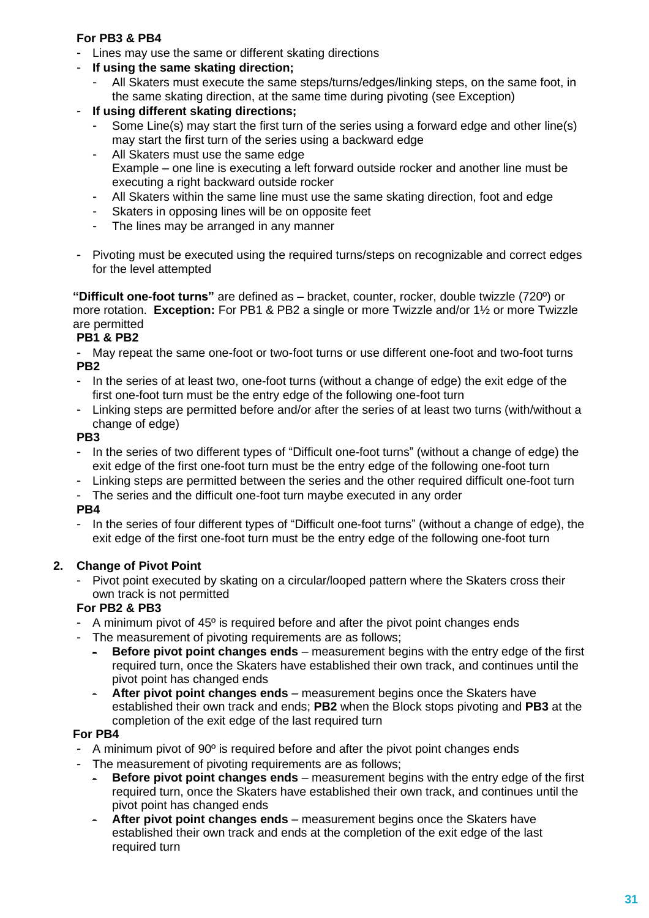**For PB3 & PB4**

- Lines may use the same or different skating directions
- **If using the same skating direction;**
  - All Skaters must execute the same steps/turns/edges/linking steps, on the same foot, in the same skating direction, at the same time during pivoting (see Exception)
- **If using different skating directions;**
  - Some Line(s) may start the first turn of the series using a forward edge and other line(s) may start the first turn of the series using a backward edge
  - All Skaters must use the same edge
    Example – one line is executing a left forward outside rocker and another line must be executing a right backward outside rocker
  - All Skaters within the same line must use the same skating direction, foot and edge
  - Skaters in opposing lines will be on opposite feet
  - The lines may be arranged in any manner
- Pivoting must be executed using the required turns/steps on recognizable and correct edges for the level attempted

**"Difficult one-foot turns"** are defined as **–** bracket, counter, rocker, double twizzle (720º) or more rotation. **Exception:** For PB1 & PB2 a single or more Twizzle and/or 1½ or more Twizzle are permitted

**PB1 & PB2**

- May repeat the same one-foot or two-foot turns or use different one-foot and two-foot turns

**PB2**

- In the series of at least two, one-foot turns (without a change of edge) the exit edge of the first one-foot turn must be the entry edge of the following one-foot turn
- Linking steps are permitted before and/or after the series of at least two turns (with/without a change of edge)

**PB3**

- In the series of two different types of "Difficult one-foot turns" (without a change of edge) the exit edge of the first one-foot turn must be the entry edge of the following one-foot turn
- Linking steps are permitted between the series and the other required difficult one-foot turn
- The series and the difficult one-foot turn maybe executed in any order

**PB4**

- In the series of four different types of "Difficult one-foot turns" (without a change of edge), the exit edge of the first one-foot turn must be the entry edge of the following one-foot turn

**2. Change of Pivot Point**

- Pivot point executed by skating on a circular/looped pattern where the Skaters cross their own track is not permitted

**For PB2 & PB3**

- A minimum pivot of 45º is required before and after the pivot point changes ends
- The measurement of pivoting requirements are as follows;
  - **Before pivot point changes ends** – measurement begins with the entry edge of the first required turn, once the Skaters have established their own track, and continues until the pivot point has changed ends
  - **After pivot point changes ends** – measurement begins once the Skaters have established their own track and ends; **PB2** when the Block stops pivoting and **PB3** at the completion of the exit edge of the last required turn

**For PB4**

- A minimum pivot of 90º is required before and after the pivot point changes ends
- The measurement of pivoting requirements are as follows;
  - **Before pivot point changes ends** – measurement begins with the entry edge of the first required turn, once the Skaters have established their own track, and continues until the pivot point has changed ends
  - **After pivot point changes ends** – measurement begins once the Skaters have established their own track and ends at the completion of the exit edge of the last required turn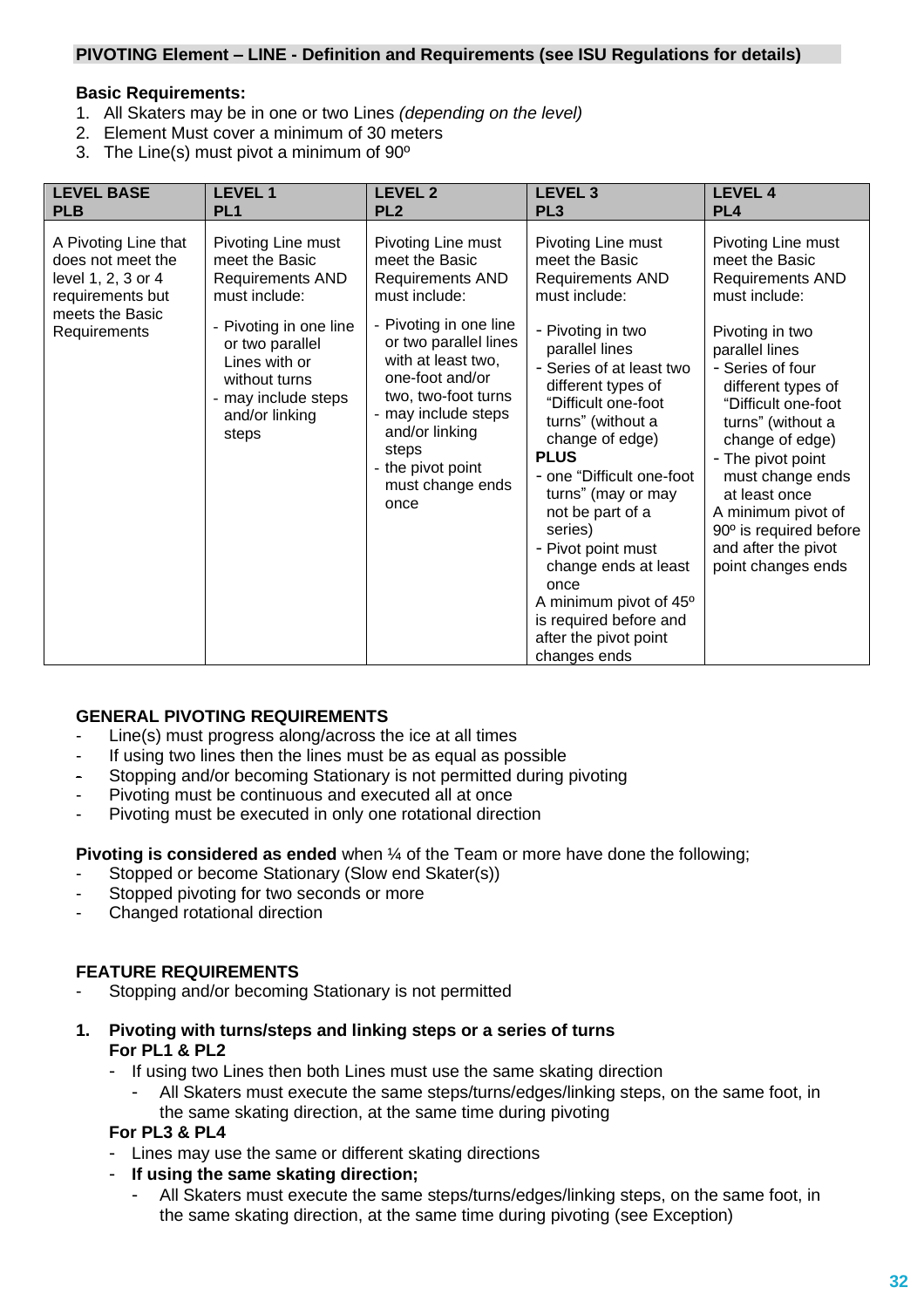## PIVOTING Element – LINE - Definition and Requirements (see ISU Regulations for details)

**Basic Requirements:**

1. All Skaters may be in one or two Lines *(depending on the level)*
2. Element Must cover a minimum of 30 meters
3. The Line(s) must pivot a minimum of 90º

| LEVEL BASE PLB | LEVEL 1 PL1 | LEVEL 2 PL2 | LEVEL 3 PL3 | LEVEL 4 PL4 |
|---|---|---|---|---|
| A Pivoting Line that does not meet the level 1, 2, 3 or 4 requirements but meets the Basic Requirements | Pivoting Line must meet the Basic Requirements AND must include:<br>- Pivoting in one line or two parallel Lines with or without turns<br>- may include steps and/or linking steps | Pivoting Line must meet the Basic Requirements AND must include:<br>- Pivoting in one line or two parallel lines with at least two, one-foot and/or two, two-foot turns<br>- may include steps and/or linking steps<br>- the pivot point must change ends once | Pivoting Line must meet the Basic Requirements AND must include:<br>- Pivoting in two parallel lines<br>- Series of at least two different types of "Difficult one-foot turns" (without a change of edge)<br>**PLUS**<br>- one "Difficult one-foot turns" (may or may not be part of a series)<br>- Pivot point must change ends at least once<br>A minimum pivot of 45º is required before and after the pivot point changes ends | Pivoting Line must meet the Basic Requirements AND must include:<br>Pivoting in two parallel lines<br>- Series of four different types of "Difficult one-foot turns" (without a change of edge)<br>- The pivot point must change ends at least once<br>A minimum pivot of 90º is required before and after the pivot point changes ends |

**GENERAL PIVOTING REQUIREMENTS**

- Line(s) must progress along/across the ice at all times
- If using two lines then the lines must be as equal as possible
- Stopping and/or becoming Stationary is not permitted during pivoting
- Pivoting must be continuous and executed all at once
- Pivoting must be executed in only one rotational direction

**Pivoting is considered as ended** when ¼ of the Team or more have done the following;

- Stopped or become Stationary (Slow end Skater(s))
- Stopped pivoting for two seconds or more
- Changed rotational direction

**FEATURE REQUIREMENTS**

- Stopping and/or becoming Stationary is not permitted

**1. Pivoting with turns/steps and linking steps or a series of turns**
**For PL1 & PL2**

- If using two Lines then both Lines must use the same skating direction
  - All Skaters must execute the same steps/turns/edges/linking steps, on the same foot, in the same skating direction, at the same time during pivoting

**For PL3 & PL4**

- Lines may use the same or different skating directions
- **If using the same skating direction;**
  - All Skaters must execute the same steps/turns/edges/linking steps, on the same foot, in the same skating direction, at the same time during pivoting (see Exception)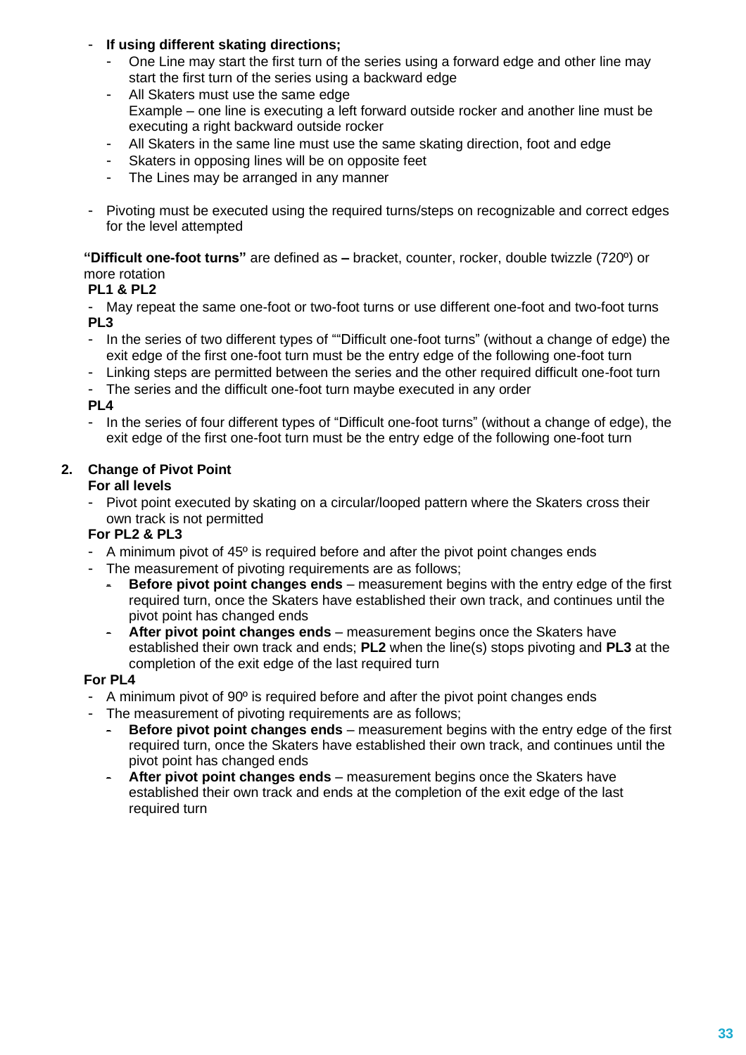- **If using different skating directions;**
  - One Line may start the first turn of the series using a forward edge and other line may start the first turn of the series using a backward edge
  - All Skaters must use the same edge
    Example – one line is executing a left forward outside rocker and another line must be executing a right backward outside rocker
  - All Skaters in the same line must use the same skating direction, foot and edge
  - Skaters in opposing lines will be on opposite feet
  - The Lines may be arranged in any manner
- Pivoting must be executed using the required turns/steps on recognizable and correct edges for the level attempted

**"Difficult one-foot turns"** are defined as **–** bracket, counter, rocker, double twizzle (720º) or more rotation

**PL1 & PL2**

- May repeat the same one-foot or two-foot turns or use different one-foot and two-foot turns

**PL3**

- In the series of two different types of ""Difficult one-foot turns" (without a change of edge) the exit edge of the first one-foot turn must be the entry edge of the following one-foot turn
- Linking steps are permitted between the series and the other required difficult one-foot turn
- The series and the difficult one-foot turn maybe executed in any order

**PL4**

- In the series of four different types of "Difficult one-foot turns" (without a change of edge), the exit edge of the first one-foot turn must be the entry edge of the following one-foot turn

**2. Change of Pivot Point**

**For all levels**

- Pivot point executed by skating on a circular/looped pattern where the Skaters cross their own track is not permitted

**For PL2 & PL3**

- A minimum pivot of 45º is required before and after the pivot point changes ends
- The measurement of pivoting requirements are as follows;
  - **Before pivot point changes ends** – measurement begins with the entry edge of the first required turn, once the Skaters have established their own track, and continues until the pivot point has changed ends
  - **After pivot point changes ends** – measurement begins once the Skaters have established their own track and ends; **PL2** when the line(s) stops pivoting and **PL3** at the completion of the exit edge of the last required turn

**For PL4**

- A minimum pivot of 90º is required before and after the pivot point changes ends
- The measurement of pivoting requirements are as follows;
  - **Before pivot point changes ends** – measurement begins with the entry edge of the first required turn, once the Skaters have established their own track, and continues until the pivot point has changed ends
  - **After pivot point changes ends** – measurement begins once the Skaters have established their own track and ends at the completion of the exit edge of the last required turn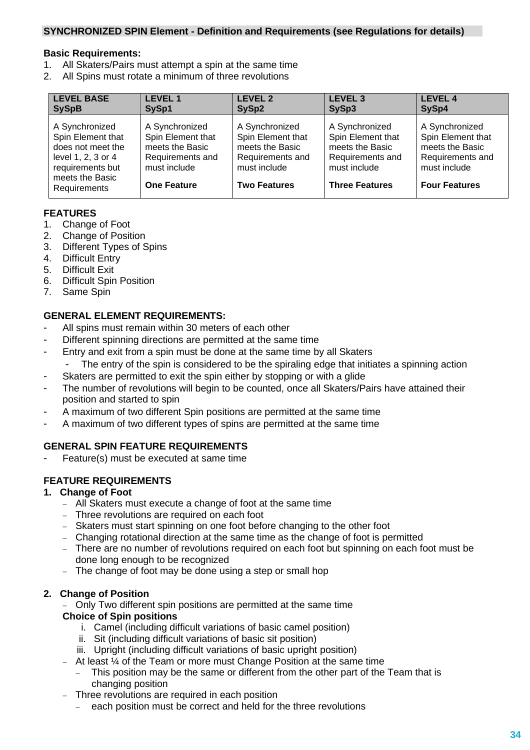**SYNCHRONIZED SPIN Element - Definition and Requirements (see Regulations for details)**

**Basic Requirements:**

1. All Skaters/Pairs must attempt a spin at the same time
2. All Spins must rotate a minimum of three revolutions

| LEVEL BASE<br>SySpB | LEVEL 1<br>SySp1 | LEVEL 2<br>SySp2 | LEVEL 3<br>SySp3 | LEVEL 4<br>SySp4 |
|---|---|---|---|---|
| A Synchronized Spin Element that does not meet the level 1, 2, 3 or 4 requirements but meets the Basic Requirements | A Synchronized Spin Element that meets the Basic Requirements and must include<br>**One Feature** | A Synchronized Spin Element that meets the Basic Requirements and must include<br>**Two Features** | A Synchronized Spin Element that meets the Basic Requirements and must include<br>**Three Features** | A Synchronized Spin Element that meets the Basic Requirements and must include<br>**Four Features** |

**FEATURES**

1. Change of Foot
2. Change of Position
3. Different Types of Spins
4. Difficult Entry
5. Difficult Exit
6. Difficult Spin Position
7. Same Spin

**GENERAL ELEMENT REQUIREMENTS:**

- All spins must remain within 30 meters of each other
- Different spinning directions are permitted at the same time
- Entry and exit from a spin must be done at the same time by all Skaters
  - The entry of the spin is considered to be the spiraling edge that initiates a spinning action
- Skaters are permitted to exit the spin either by stopping or with a glide
- The number of revolutions will begin to be counted, once all Skaters/Pairs have attained their position and started to spin
- A maximum of two different Spin positions are permitted at the same time
- A maximum of two different types of spins are permitted at the same time

**GENERAL SPIN FEATURE REQUIREMENTS**

- Feature(s) must be executed at same time

**FEATURE REQUIREMENTS**

**1. Change of Foot**

- All Skaters must execute a change of foot at the same time
- Three revolutions are required on each foot
- Skaters must start spinning on one foot before changing to the other foot
- Changing rotational direction at the same time as the change of foot is permitted
- There are no number of revolutions required on each foot but spinning on each foot must be done long enough to be recognized
- The change of foot may be done using a step or small hop

**2. Change of Position**

- Only Two different spin positions are permitted at the same time

**Choice of Spin positions**

i. Camel (including difficult variations of basic camel position)
ii. Sit (including difficult variations of basic sit position)
iii. Upright (including difficult variations of basic upright position)

- At least ¼ of the Team or more must Change Position at the same time
  - This position may be the same or different from the other part of the Team that is changing position
- Three revolutions are required in each position
  - each position must be correct and held for the three revolutions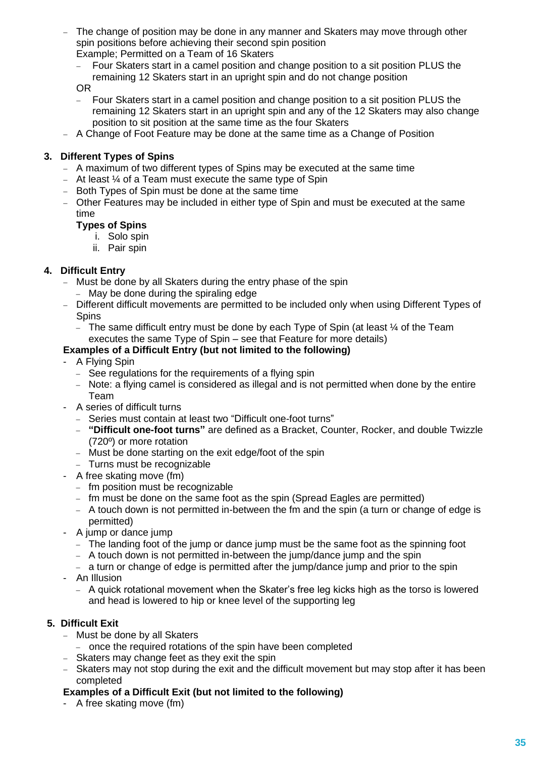- The change of position may be done in any manner and Skaters may move through other spin positions before achieving their second spin position
  Example; Permitted on a Team of 16 Skaters
  - Four Skaters start in a camel position and change position to a sit position PLUS the remaining 12 Skaters start in an upright spin and do not change position

  OR
  - Four Skaters start in a camel position and change position to a sit position PLUS the remaining 12 Skaters start in an upright spin and any of the 12 Skaters may also change position to sit position at the same time as the four Skaters
- A Change of Foot Feature may be done at the same time as a Change of Position

### 3. Different Types of Spins

- A maximum of two different types of Spins may be executed at the same time
- At least ¼ of a Team must execute the same type of Spin
- Both Types of Spin must be done at the same time
- Other Features may be included in either type of Spin and must be executed at the same time

  **Types of Spins**
  1. Solo spin
  2. Pair spin

### 4. Difficult Entry

- Must be done by all Skaters during the entry phase of the spin
  - May be done during the spiraling edge
- Different difficult movements are permitted to be included only when using Different Types of Spins
  - The same difficult entry must be done by each Type of Spin (at least ¼ of the Team executes the same Type of Spin – see that Feature for more details)

**Examples of a Difficult Entry (but not limited to the following)**

- A Flying Spin
  - See regulations for the requirements of a flying spin
  - Note: a flying camel is considered as illegal and is not permitted when done by the entire Team
- A series of difficult turns
  - Series must contain at least two "Difficult one-foot turns"
  - **"Difficult one-foot turns"** are defined as a Bracket, Counter, Rocker, and double Twizzle (720º) or more rotation
  - Must be done starting on the exit edge/foot of the spin
  - Turns must be recognizable
- A free skating move (fm)
  - fm position must be recognizable
  - fm must be done on the same foot as the spin (Spread Eagles are permitted)
  - A touch down is not permitted in-between the fm and the spin (a turn or change of edge is permitted)
- A jump or dance jump
  - The landing foot of the jump or dance jump must be the same foot as the spinning foot
  - A touch down is not permitted in-between the jump/dance jump and the spin
  - a turn or change of edge is permitted after the jump/dance jump and prior to the spin
- An Illusion
  - A quick rotational movement when the Skater's free leg kicks high as the torso is lowered and head is lowered to hip or knee level of the supporting leg

### 5. Difficult Exit

- Must be done by all Skaters
  - once the required rotations of the spin have been completed
- Skaters may change feet as they exit the spin
- Skaters may not stop during the exit and the difficult movement but may stop after it has been completed

**Examples of a Difficult Exit (but not limited to the following)**

- A free skating move (fm)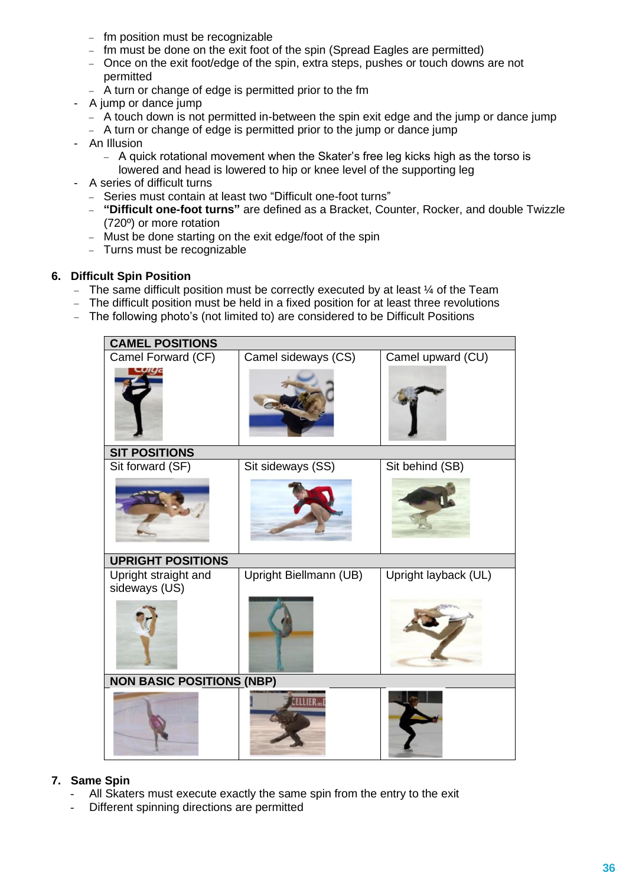- fm position must be recognizable
  - fm must be done on the exit foot of the spin (Spread Eagles are permitted)
  - Once on the exit foot/edge of the spin, extra steps, pushes or touch downs are not permitted
  - A turn or change of edge is permitted prior to the fm
- A jump or dance jump
  - A touch down is not permitted in-between the spin exit edge and the jump or dance jump
  - A turn or change of edge is permitted prior to the jump or dance jump
- An Illusion
  - A quick rotational movement when the Skater's free leg kicks high as the torso is lowered and head is lowered to hip or knee level of the supporting leg
- A series of difficult turns
  - Series must contain at least two "Difficult one-foot turns"
  - **"Difficult one-foot turns"** are defined as a Bracket, Counter, Rocker, and double Twizzle (720º) or more rotation
  - Must be done starting on the exit edge/foot of the spin
  - Turns must be recognizable

## 6. Difficult Spin Position

- The same difficult position must be correctly executed by at least ¼ of the Team
- The difficult position must be held in a fixed position for at least three revolutions
- The following photo's (not limited to) are considered to be Difficult Positions

| **CAMEL POSITIONS** | | |
|---|---|---|
| Camel Forward (CF) | Camel sideways (CS) | Camel upward (CU) |
| **SIT POSITIONS** | | |
| Sit forward (SF) | Sit sideways (SS) | Sit behind (SB) |
| **UPRIGHT POSITIONS** | | |
| Upright straight and sideways (US) | Upright Biellmann (UB) | Upright layback (UL) |
| **NON BASIC POSITIONS (NBP)** | | |
| | | |

## 7. Same Spin

- All Skaters must execute exactly the same spin from the entry to the exit
- Different spinning directions are permitted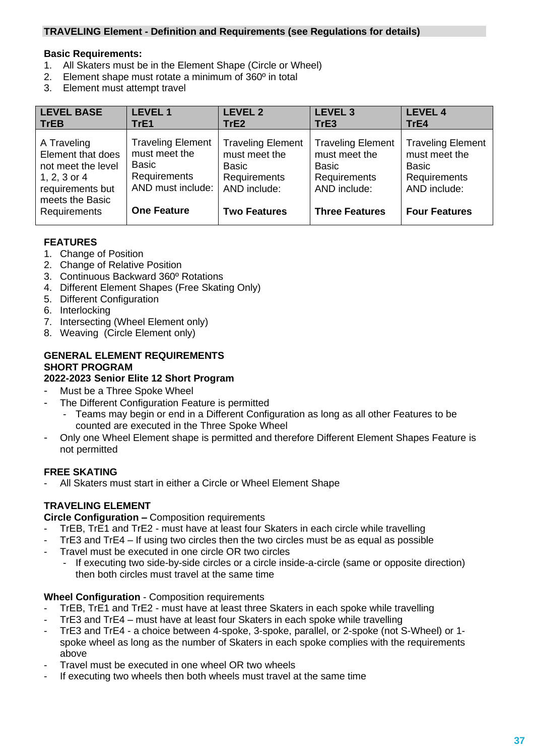## TRAVELING Element - Definition and Requirements (see Regulations for details)

**Basic Requirements:**

1. All Skaters must be in the Element Shape (Circle or Wheel)
2. Element shape must rotate a minimum of 360º in total
3. Element must attempt travel

| LEVEL BASE TrEB | LEVEL 1 TrE1 | LEVEL 2 TrE2 | LEVEL 3 TrE3 | LEVEL 4 TrE4 |
|---|---|---|---|---|
| A Traveling Element that does not meet the level 1, 2, 3 or 4 requirements but meets the Basic Requirements | Traveling Element must meet the Basic Requirements AND must include: **One Feature** | Traveling Element must meet the Basic Requirements AND include: **Two Features** | Traveling Element must meet the Basic Requirements AND include: **Three Features** | Traveling Element must meet the Basic Requirements AND include: **Four Features** |

**FEATURES**

1. Change of Position
2. Change of Relative Position
3. Continuous Backward 360º Rotations
4. Different Element Shapes (Free Skating Only)
5. Different Configuration
6. Interlocking
7. Intersecting (Wheel Element only)
8. Weaving (Circle Element only)

**GENERAL ELEMENT REQUIREMENTS**
**SHORT PROGRAM**
**2022-2023 Senior Elite 12 Short Program**

- Must be a Three Spoke Wheel
- The Different Configuration Feature is permitted
  - Teams may begin or end in a Different Configuration as long as all other Features to be counted are executed in the Three Spoke Wheel
- Only one Wheel Element shape is permitted and therefore Different Element Shapes Feature is not permitted

**FREE SKATING**

- All Skaters must start in either a Circle or Wheel Element Shape

**TRAVELING ELEMENT**

**Circle Configuration –** Composition requirements

- TrEB, TrE1 and TrE2 - must have at least four Skaters in each circle while travelling
- TrE3 and TrE4 – If using two circles then the two circles must be as equal as possible
- Travel must be executed in one circle OR two circles
  - If executing two side-by-side circles or a circle inside-a-circle (same or opposite direction) then both circles must travel at the same time

**Wheel Configuration** - Composition requirements

- TrEB, TrE1 and TrE2 - must have at least three Skaters in each spoke while travelling
- TrE3 and TrE4 – must have at least four Skaters in each spoke while travelling
- TrE3 and TrE4 - a choice between 4-spoke, 3-spoke, parallel, or 2-spoke (not S-Wheel) or 1-spoke wheel as long as the number of Skaters in each spoke complies with the requirements above
- Travel must be executed in one wheel OR two wheels
- If executing two wheels then both wheels must travel at the same time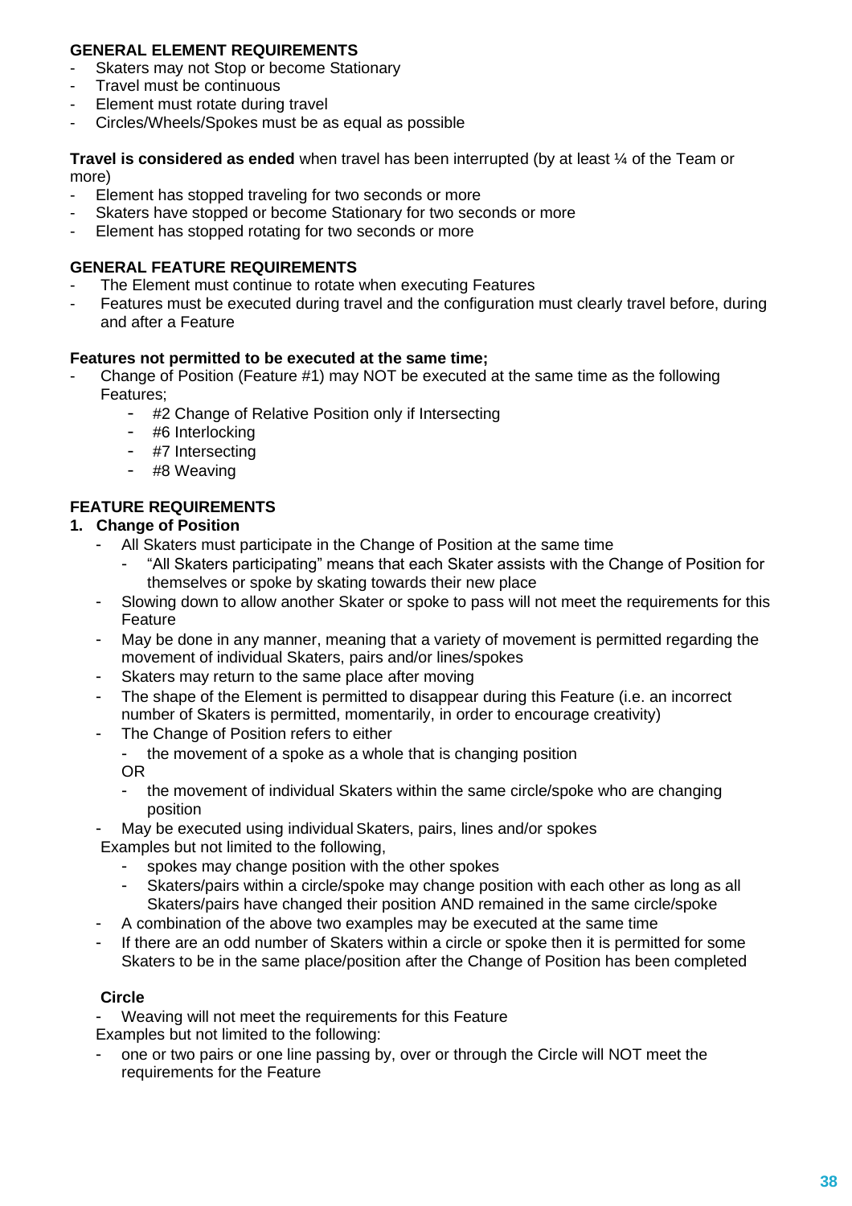**GENERAL ELEMENT REQUIREMENTS**

- Skaters may not Stop or become Stationary
- Travel must be continuous
- Element must rotate during travel
- Circles/Wheels/Spokes must be as equal as possible

**Travel is considered as ended** when travel has been interrupted (by at least ¼ of the Team or more)

- Element has stopped traveling for two seconds or more
- Skaters have stopped or become Stationary for two seconds or more
- Element has stopped rotating for two seconds or more

**GENERAL FEATURE REQUIREMENTS**

- The Element must continue to rotate when executing Features
- Features must be executed during travel and the configuration must clearly travel before, during and after a Feature

**Features not permitted to be executed at the same time;**

- Change of Position (Feature #1) may NOT be executed at the same time as the following Features;
  - #2 Change of Relative Position only if Intersecting
  - #6 Interlocking
  - #7 Intersecting
  - #8 Weaving

**FEATURE REQUIREMENTS**

**1. Change of Position**

- All Skaters must participate in the Change of Position at the same time
  - "All Skaters participating" means that each Skater assists with the Change of Position for themselves or spoke by skating towards their new place
- Slowing down to allow another Skater or spoke to pass will not meet the requirements for this Feature
- May be done in any manner, meaning that a variety of movement is permitted regarding the movement of individual Skaters, pairs and/or lines/spokes
- Skaters may return to the same place after moving
- The shape of the Element is permitted to disappear during this Feature (i.e. an incorrect number of Skaters is permitted, momentarily, in order to encourage creativity)
- The Change of Position refers to either
  - the movement of a spoke as a whole that is changing position

  OR
  - the movement of individual Skaters within the same circle/spoke who are changing position
- May be executed using individual Skaters, pairs, lines and/or spokes

Examples but not limited to the following,
  - spokes may change position with the other spokes
  - Skaters/pairs within a circle/spoke may change position with each other as long as all Skaters/pairs have changed their position AND remained in the same circle/spoke
- A combination of the above two examples may be executed at the same time
- If there are an odd number of Skaters within a circle or spoke then it is permitted for some Skaters to be in the same place/position after the Change of Position has been completed

**Circle**

- Weaving will not meet the requirements for this Feature

Examples but not limited to the following:

- one or two pairs or one line passing by, over or through the Circle will NOT meet the requirements for the Feature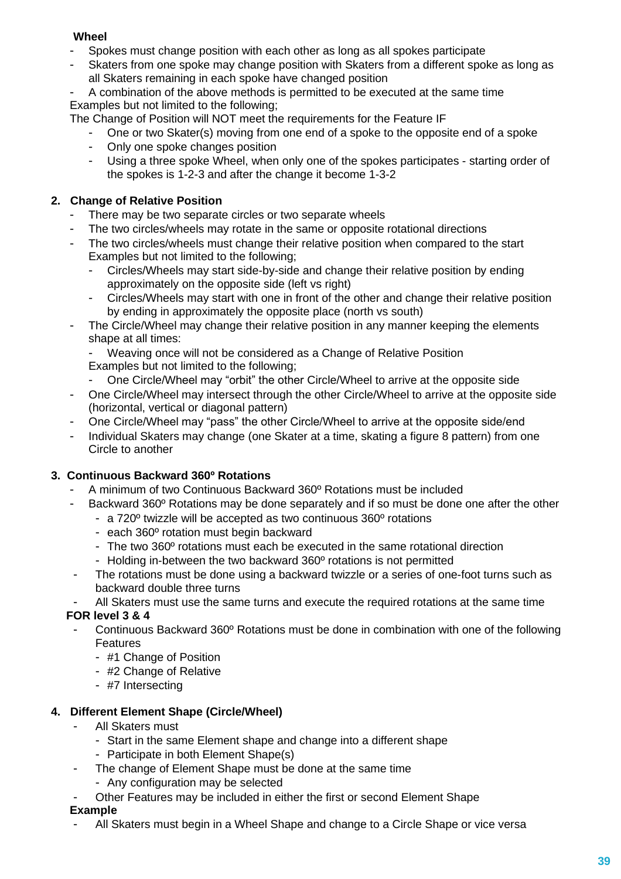**Wheel**

- Spokes must change position with each other as long as all spokes participate
- Skaters from one spoke may change position with Skaters from a different spoke as long as all Skaters remaining in each spoke have changed position
- A combination of the above methods is permitted to be executed at the same time

Examples but not limited to the following;

The Change of Position will NOT meet the requirements for the Feature IF

  - One or two Skater(s) moving from one end of a spoke to the opposite end of a spoke
  - Only one spoke changes position
  - Using a three spoke Wheel, when only one of the spokes participates - starting order of the spokes is 1-2-3 and after the change it become 1-3-2

**2. Change of Relative Position**

- There may be two separate circles or two separate wheels
- The two circles/wheels may rotate in the same or opposite rotational directions
- The two circles/wheels must change their relative position when compared to the start
  Examples but not limited to the following;
  - Circles/Wheels may start side-by-side and change their relative position by ending approximately on the opposite side (left vs right)
  - Circles/Wheels may start with one in front of the other and change their relative position by ending in approximately the opposite place (north vs south)
- The Circle/Wheel may change their relative position in any manner keeping the elements shape at all times:
  - Weaving once will not be considered as a Change of Relative Position

  Examples but not limited to the following;
  - One Circle/Wheel may "orbit" the other Circle/Wheel to arrive at the opposite side
- One Circle/Wheel may intersect through the other Circle/Wheel to arrive at the opposite side (horizontal, vertical or diagonal pattern)
- One Circle/Wheel may "pass" the other Circle/Wheel to arrive at the opposite side/end
- Individual Skaters may change (one Skater at a time, skating a figure 8 pattern) from one Circle to another

**3. Continuous Backward 360º Rotations**

- A minimum of two Continuous Backward 360º Rotations must be included
- Backward 360º Rotations may be done separately and if so must be done one after the other
  - a 720º twizzle will be accepted as two continuous 360º rotations
  - each 360º rotation must begin backward
  - The two 360º rotations must each be executed in the same rotational direction
  - Holding in-between the two backward 360º rotations is not permitted
- The rotations must be done using a backward twizzle or a series of one-foot turns such as backward double three turns
- All Skaters must use the same turns and execute the required rotations at the same time

**FOR level 3 & 4**

- Continuous Backward 360º Rotations must be done in combination with one of the following Features
  - #1 Change of Position
  - #2 Change of Relative
  - #7 Intersecting

**4. Different Element Shape (Circle/Wheel)**

- All Skaters must
  - Start in the same Element shape and change into a different shape
  - Participate in both Element Shape(s)
- The change of Element Shape must be done at the same time
  - Any configuration may be selected
- Other Features may be included in either the first or second Element Shape

**Example**

- All Skaters must begin in a Wheel Shape and change to a Circle Shape or vice versa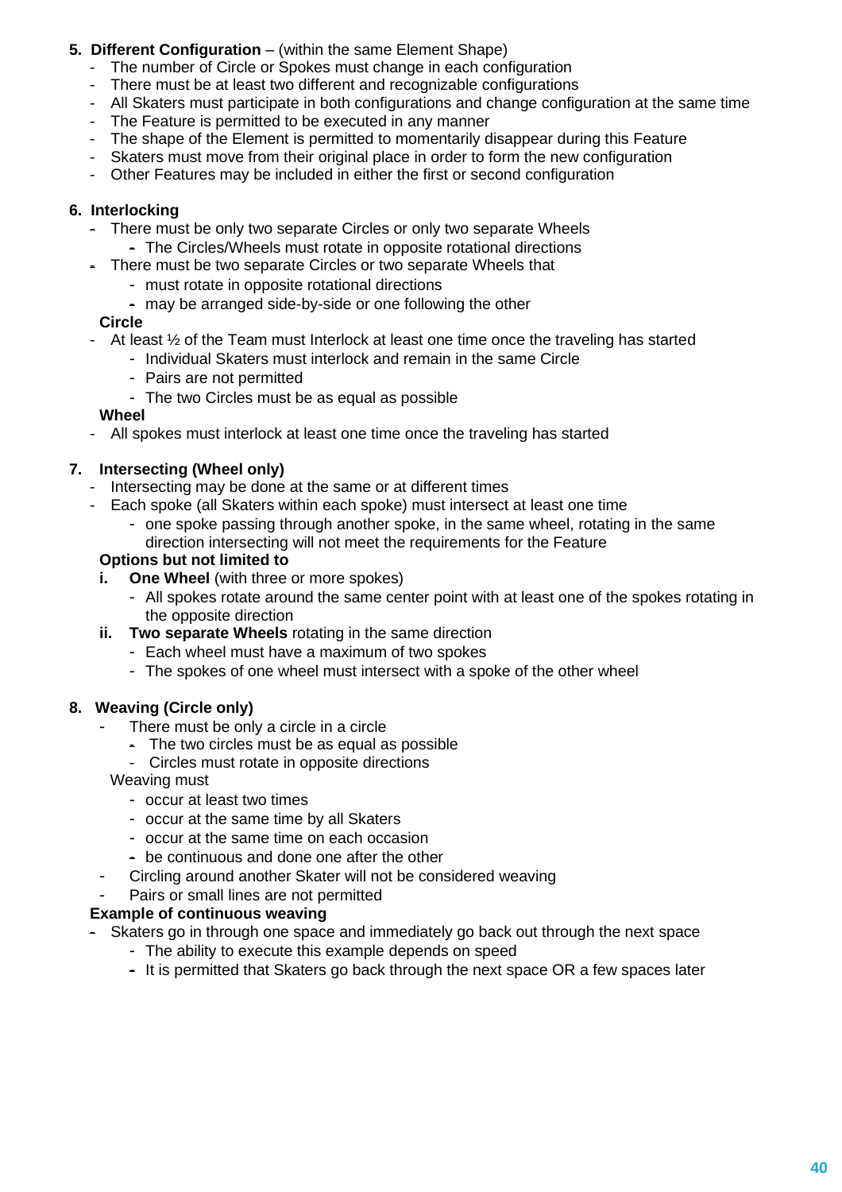**5. Different Configuration** – (within the same Element Shape)

- The number of Circle or Spokes must change in each configuration
- There must be at least two different and recognizable configurations
- All Skaters must participate in both configurations and change configuration at the same time
- The Feature is permitted to be executed in any manner
- The shape of the Element is permitted to momentarily disappear during this Feature
- Skaters must move from their original place in order to form the new configuration
- Other Features may be included in either the first or second configuration

**6. Interlocking**

- There must be only two separate Circles or only two separate Wheels
  - The Circles/Wheels must rotate in opposite rotational directions
- There must be two separate Circles or two separate Wheels that
  - must rotate in opposite rotational directions
  - may be arranged side-by-side or one following the other

**Circle**

- At least ½ of the Team must Interlock at least one time once the traveling has started
  - Individual Skaters must interlock and remain in the same Circle
  - Pairs are not permitted
  - The two Circles must be as equal as possible

**Wheel**

- All spokes must interlock at least one time once the traveling has started

**7. Intersecting (Wheel only)**

- Intersecting may be done at the same or at different times
- Each spoke (all Skaters within each spoke) must intersect at least one time
  - one spoke passing through another spoke, in the same wheel, rotating in the same direction intersecting will not meet the requirements for the Feature

**Options but not limited to**

**i. One Wheel** (with three or more spokes)
  - All spokes rotate around the same center point with at least one of the spokes rotating in the opposite direction

**ii. Two separate Wheels** rotating in the same direction
  - Each wheel must have a maximum of two spokes
  - The spokes of one wheel must intersect with a spoke of the other wheel

**8. Weaving (Circle only)**

- There must be only a circle in a circle
  - The two circles must be as equal as possible
  - Circles must rotate in opposite directions

Weaving must
  - occur at least two times
  - occur at the same time by all Skaters
  - occur at the same time on each occasion
  - be continuous and done one after the other
- Circling around another Skater will not be considered weaving
- Pairs or small lines are not permitted

**Example of continuous weaving**

- Skaters go in through one space and immediately go back out through the next space
  - The ability to execute this example depends on speed
  - It is permitted that Skaters go back through the next space OR a few spaces later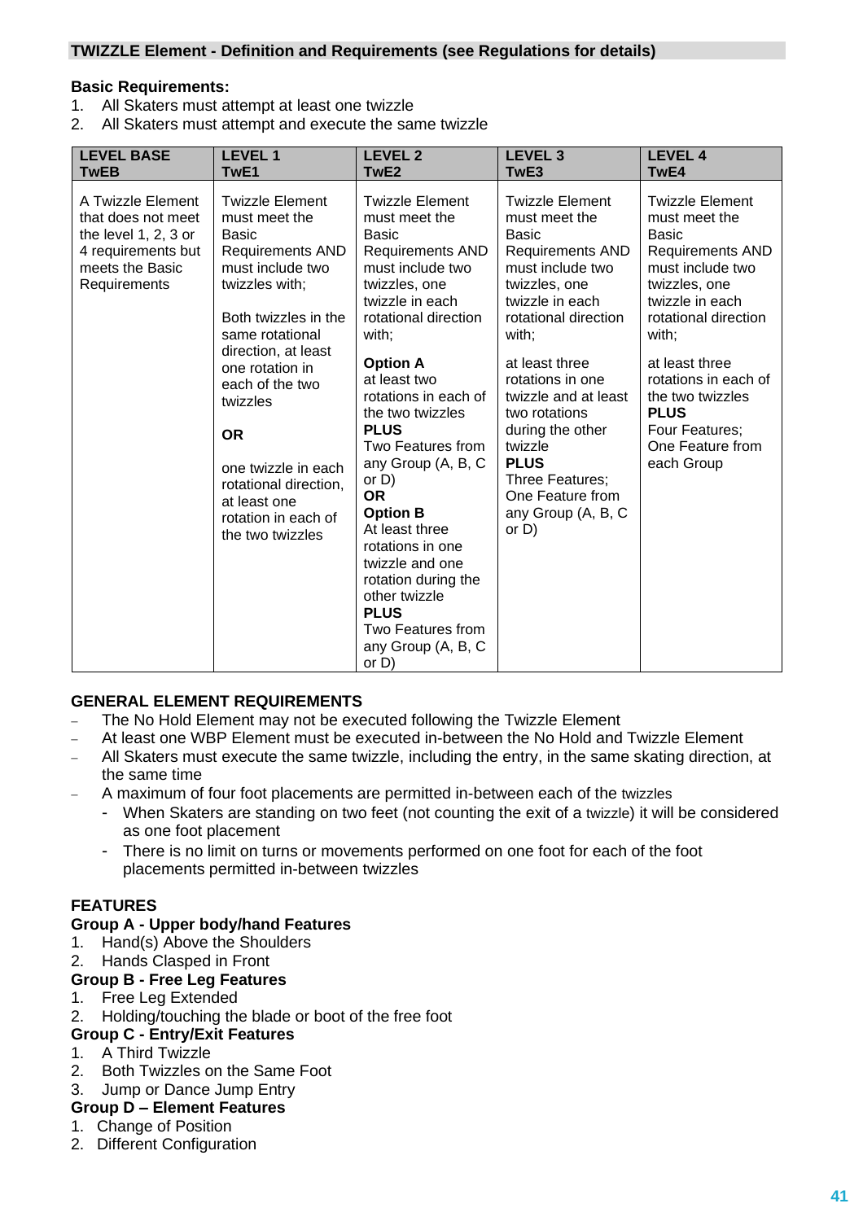## TWIZZLE Element - Definition and Requirements (see Regulations for details)

**Basic Requirements:**
1. All Skaters must attempt at least one twizzle
2. All Skaters must attempt and execute the same twizzle

| LEVEL BASE TwEB | LEVEL 1 TwE1 | LEVEL 2 TwE2 | LEVEL 3 TwE3 | LEVEL 4 TwE4 |
|---|---|---|---|---|
| A Twizzle Element that does not meet the level 1, 2, 3 or 4 requirements but meets the Basic Requirements | Twizzle Element must meet the Basic Requirements AND must include two twizzles with;<br><br>Both twizzles in the same rotational direction, at least one rotation in each of the two twizzles<br><br>**OR**<br><br>one twizzle in each rotational direction, at least one rotation in each of the two twizzles | Twizzle Element must meet the Basic Requirements AND must include two twizzles, one twizzle in each rotational direction with;<br>**Option A**<br>at least two rotations in each of the two twizzles<br>**PLUS**<br>Two Features from any Group (A, B, C or D)<br>**OR**<br>**Option B**<br>At least three rotations in one twizzle and one rotation during the other twizzle<br>**PLUS**<br>Two Features from any Group (A, B, C or D) | Twizzle Element must meet the Basic Requirements AND must include two twizzles, one twizzle in each rotational direction with;<br><br>at least three rotations in one twizzle and at least two rotations during the other twizzle<br>**PLUS**<br>Three Features; One Feature from any Group (A, B, C or D) | Twizzle Element must meet the Basic Requirements AND must include two twizzles, one twizzle in each rotational direction with;<br><br>at least three rotations in each of the two twizzles<br>**PLUS**<br>Four Features; One Feature from each Group |

### GENERAL ELEMENT REQUIREMENTS

- The No Hold Element may not be executed following the Twizzle Element
- At least one WBP Element must be executed in-between the No Hold and Twizzle Element
- All Skaters must execute the same twizzle, including the entry, in the same skating direction, at the same time
- A maximum of four foot placements are permitted in-between each of the twizzles
  - When Skaters are standing on two feet (not counting the exit of a twizzle) it will be considered as one foot placement
  - There is no limit on turns or movements performed on one foot for each of the foot placements permitted in-between twizzles

### FEATURES

**Group A - Upper body/hand Features**
1. Hand(s) Above the Shoulders
2. Hands Clasped in Front

**Group B - Free Leg Features**
1. Free Leg Extended
2. Holding/touching the blade or boot of the free foot

**Group C - Entry/Exit Features**
1. A Third Twizzle
2. Both Twizzles on the Same Foot
3. Jump or Dance Jump Entry

**Group D – Element Features**
1. Change of Position
2. Different Configuration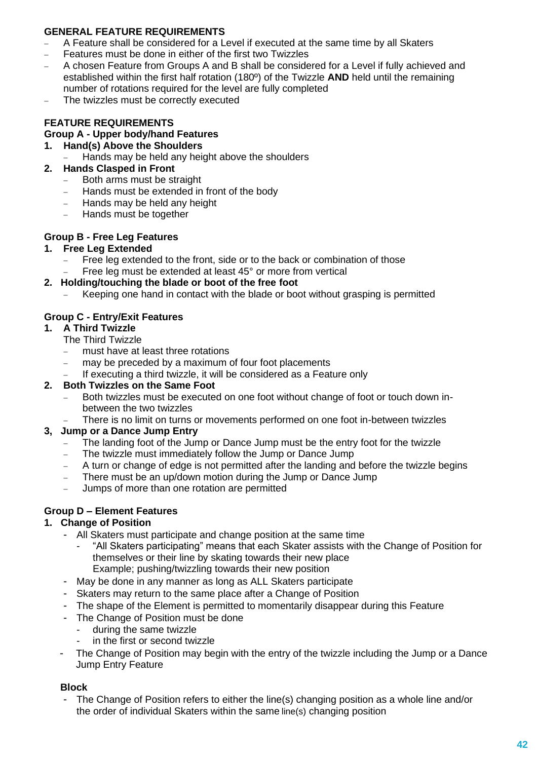**GENERAL FEATURE REQUIREMENTS**

- A Feature shall be considered for a Level if executed at the same time by all Skaters
- Features must be done in either of the first two Twizzles
- A chosen Feature from Groups A and B shall be considered for a Level if fully achieved and established within the first half rotation (180º) of the Twizzle **AND** held until the remaining number of rotations required for the level are fully completed
- The twizzles must be correctly executed

**FEATURE REQUIREMENTS**

**Group A - Upper body/hand Features**

1. **Hand(s) Above the Shoulders**
   - Hands may be held any height above the shoulders
2. **Hands Clasped in Front**
   - Both arms must be straight
   - Hands must be extended in front of the body
   - Hands may be held any height
   - Hands must be together

**Group B - Free Leg Features**

1. **Free Leg Extended**
   - Free leg extended to the front, side or to the back or combination of those
   - Free leg must be extended at least 45° or more from vertical
2. **Holding/touching the blade or boot of the free foot**
   - Keeping one hand in contact with the blade or boot without grasping is permitted

**Group C - Entry/Exit Features**

1. **A Third Twizzle**

   The Third Twizzle
   - must have at least three rotations
   - may be preceded by a maximum of four foot placements
   - If executing a third twizzle, it will be considered as a Feature only
2. **Both Twizzles on the Same Foot**
   - Both twizzles must be executed on one foot without change of foot or touch down in-between the two twizzles
   - There is no limit on turns or movements performed on one foot in-between twizzles

**3, Jump or a Dance Jump Entry**

- The landing foot of the Jump or Dance Jump must be the entry foot for the twizzle
- The twizzle must immediately follow the Jump or Dance Jump
- A turn or change of edge is not permitted after the landing and before the twizzle begins
- There must be an up/down motion during the Jump or Dance Jump
- Jumps of more than one rotation are permitted

**Group D – Element Features**

1. **Change of Position**
   - All Skaters must participate and change position at the same time
     - "All Skaters participating" means that each Skater assists with the Change of Position for themselves or their line by skating towards their new place
       Example; pushing/twizzling towards their new position
   - May be done in any manner as long as ALL Skaters participate
   - Skaters may return to the same place after a Change of Position
   - The shape of the Element is permitted to momentarily disappear during this Feature
   - The Change of Position must be done
     - during the same twizzle
     - in the first or second twizzle
   - The Change of Position may begin with the entry of the twizzle including the Jump or a Dance Jump Entry Feature

**Block**

- The Change of Position refers to either the line(s) changing position as a whole line and/or the order of individual Skaters within the same line(s) changing position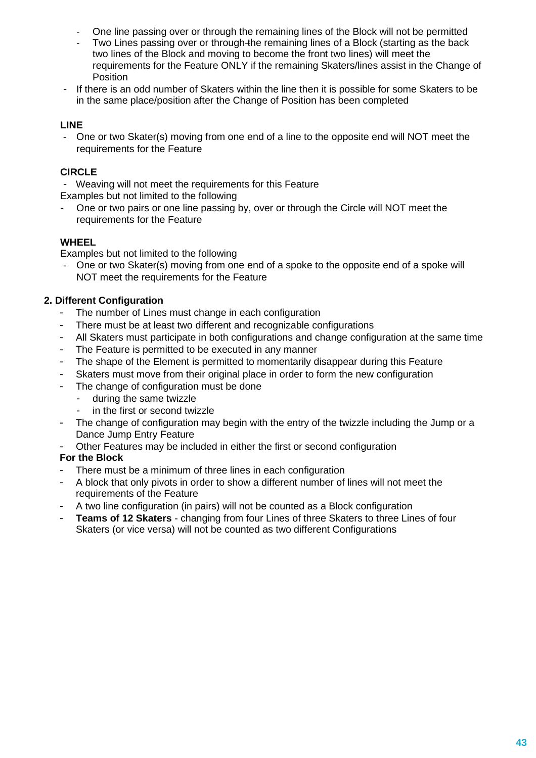- One line passing over or through the remaining lines of the Block will not be permitted
  - Two Lines passing over or through the remaining lines of a Block (starting as the back two lines of the Block and moving to become the front two lines) will meet the requirements for the Feature ONLY if the remaining Skaters/lines assist in the Change of Position
- If there is an odd number of Skaters within the line then it is possible for some Skaters to be in the same place/position after the Change of Position has been completed

**LINE**

- One or two Skater(s) moving from one end of a line to the opposite end will NOT meet the requirements for the Feature

**CIRCLE**

- Weaving will not meet the requirements for this Feature

Examples but not limited to the following

- One or two pairs or one line passing by, over or through the Circle will NOT meet the requirements for the Feature

**WHEEL**

Examples but not limited to the following

- One or two Skater(s) moving from one end of a spoke to the opposite end of a spoke will NOT meet the requirements for the Feature

**2. Different Configuration**

- The number of Lines must change in each configuration
- There must be at least two different and recognizable configurations
- All Skaters must participate in both configurations and change configuration at the same time
- The Feature is permitted to be executed in any manner
- The shape of the Element is permitted to momentarily disappear during this Feature
- Skaters must move from their original place in order to form the new configuration
- The change of configuration must be done
  - during the same twizzle
  - in the first or second twizzle
- The change of configuration may begin with the entry of the twizzle including the Jump or a Dance Jump Entry Feature
- Other Features may be included in either the first or second configuration

**For the Block**

- There must be a minimum of three lines in each configuration
- A block that only pivots in order to show a different number of lines will not meet the requirements of the Feature
- A two line configuration (in pairs) will not be counted as a Block configuration
- **Teams of 12 Skaters** - changing from four Lines of three Skaters to three Lines of four Skaters (or vice versa) will not be counted as two different Configurations